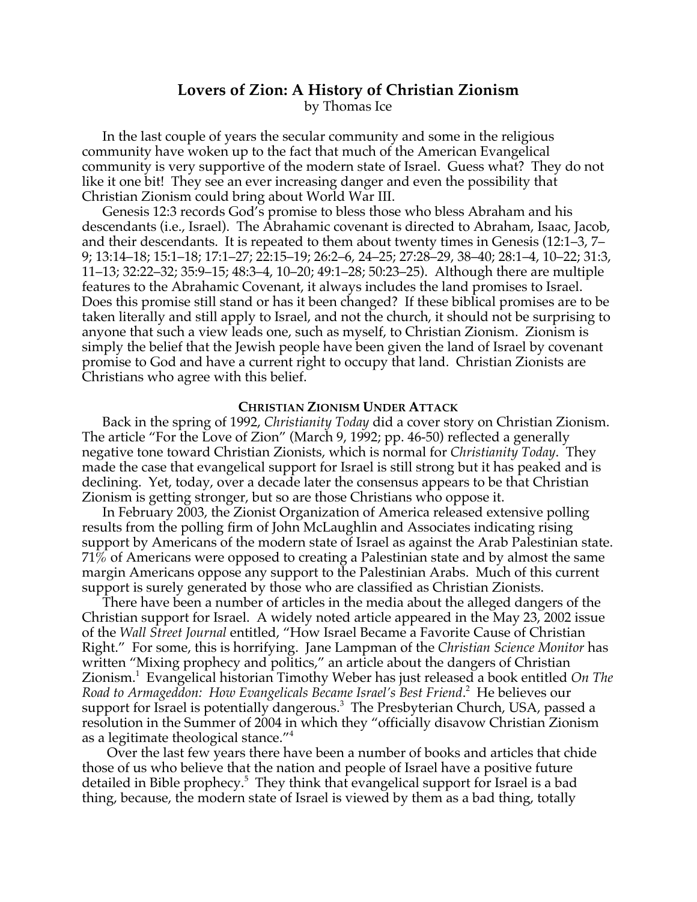# Lovers of Zion: A History of Christian Zionism

by Thomas Ice

In the last couple of years the secular community and some in the religious community have woken up to the fact that much of the American Evangelical community is very supportive of the modern state of Israel. Guess what? They do not like it one bit! They see an ever increasing danger and even the possibility that Christian Zionism could bring about World War III.

Genesis 12:3 records God's promise to bless those who bless Abraham and his descendants (i.e., Israel). The Abrahamic covenant is directed to Abraham, Isaac, Jacob, and their descendants. It is repeated to them about twenty times in Genesis (12:1–3, 7–9; 13:14–18; 15:1–18; 17:1–27; 22:15–19; 26:2–6, 24–25; 27:28–29, 38–40; 28:1–4, 10–22; 31:3, 11–13; 32:22–32; 35:9–15; 48:3–4, 10–20; 49:1–28; 50:23–25). Although there are multiple features to the Abrahamic Covenant, it always includes the land promises to Israel. Does this promise still stand or has it been changed? If these biblical promises are to be taken literally and still apply to Israel, and not the church, it should not be surprising to anyone that such a view leads one, such as myself, to Christian Zionism. Zionism is simply the belief that the Jewish people have been given the land of Israel by covenant promise to God and have a current right to occupy that land. Christian Zionists are Christians who agree with this belief.

## CHRISTIAN ZIONISM UNDER ATTACK

Back in the spring of 1992, *Christianity Today* did a cover story on Christian Zionism. The article "For the Love of Zion" (March 9, 1992; pp. 46-50) reflected a generally negative tone toward Christian Zionists, which is normal for *Christianity Today*. They made the case that evangelical support for Israel is still strong but it has peaked and is declining. Yet, today, over a decade later the consensus appears to be that Christian Zionism is getting stronger, but so are those Christians who oppose it.

In February 2003, the Zionist Organization of America released extensive polling results from the polling firm of John McLaughlin and Associates indicating rising support by Americans of the modern state of Israel as against the Arab Palestinian state. 71% of Americans were opposed to creating a Palestinian state and by almost the same margin Americans oppose any support to the Palestinian Arabs. Much of this current support is surely generated by those who are classified as Christian Zionists.

There have been a number of articles in the media about the alleged dangers of the Christian support for Israel. A widely noted article appeared in the May 23, 2002 issue of the *Wall Street Journal* entitled, "How Israel Became a Favorite Cause of Christian Right." For some, this is horrifying. Jane Lampman of the *Christian Science Monitor* has written "Mixing prophecy and politics," an article about the dangers of Christian Zionism.[1] Evangelical historian Timothy Weber has just released a book entitled *On The Road to Armageddon: How Evangelicals Became Israel's Best Friend*.[2] He believes our support for Israel is potentially dangerous.[3] The Presbyterian Church, USA, passed a resolution in the Summer of 2004 in which they "officially disavow Christian Zionism as a legitimate theological stance."[4]

Over the last few years there have been a number of books and articles that chide those of us who believe that the nation and people of Israel have a positive future detailed in Bible prophecy.[5] They think that evangelical support for Israel is a bad thing, because, the modern state of Israel is viewed by them as a bad thing, totally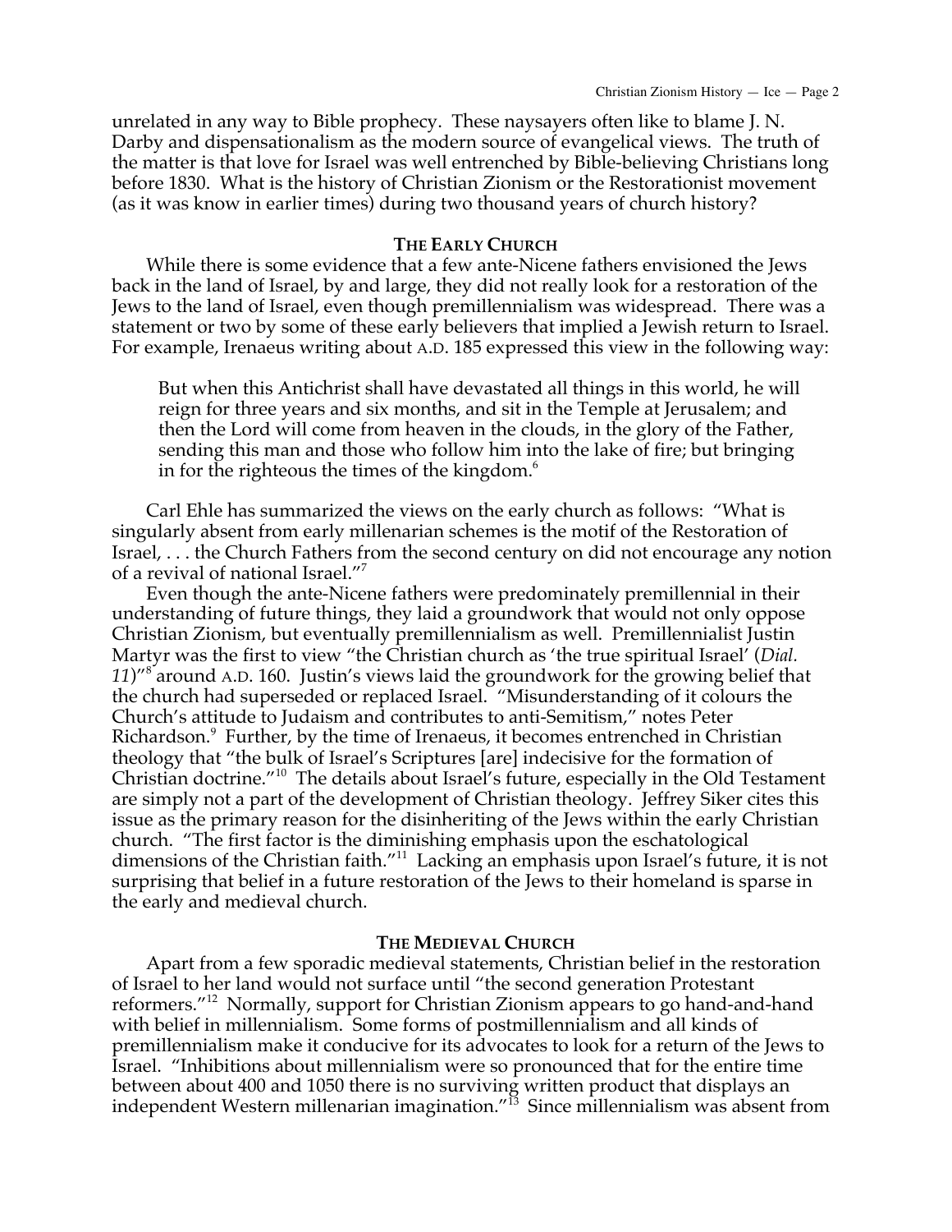unrelated in any way to Bible prophecy. These naysayers often like to blame J. N. Darby and dispensationalism as the modern source of evangelical views. The truth of the matter is that love for Israel was well entrenched by Bible-believing Christians long before 1830. What is the history of Christian Zionism or the Restorationist movement (as it was know in earlier times) during two thousand years of church history?

## THE EARLY CHURCH

While there is some evidence that a few ante-Nicene fathers envisioned the Jews back in the land of Israel, by and large, they did not really look for a restoration of the Jews to the land of Israel, even though premillennialism was widespread. There was a statement or two by some of these early believers that implied a Jewish return to Israel. For example, Irenaeus writing about A.D. 185 expressed this view in the following way:

> But when this Antichrist shall have devastated all things in this world, he will reign for three years and six months, and sit in the Temple at Jerusalem; and then the Lord will come from heaven in the clouds, in the glory of the Father, sending this man and those who follow him into the lake of fire; but bringing in for the righteous the times of the kingdom.[6]

Carl Ehle has summarized the views on the early church as follows: "What is singularly absent from early millenarian schemes is the motif of the Restoration of Israel, . . . the Church Fathers from the second century on did not encourage any notion of a revival of national Israel."[7]

Even though the ante-Nicene fathers were predominately premillennial in their understanding of future things, they laid a groundwork that would not only oppose Christian Zionism, but eventually premillennialism as well. Premillennialist Justin Martyr was the first to view "the Christian church as 'the true spiritual Israel' (*Dial. 11*)"[8] around A.D. 160. Justin's views laid the groundwork for the growing belief that the church had superseded or replaced Israel. "Misunderstanding of it colours the Church's attitude to Judaism and contributes to anti-Semitism," notes Peter Richardson.[9] Further, by the time of Irenaeus, it becomes entrenched in Christian theology that "the bulk of Israel's Scriptures [are] indecisive for the formation of Christian doctrine."[10] The details about Israel's future, especially in the Old Testament are simply not a part of the development of Christian theology. Jeffrey Siker cites this issue as the primary reason for the disinheriting of the Jews within the early Christian church. "The first factor is the diminishing emphasis upon the eschatological dimensions of the Christian faith."[11] Lacking an emphasis upon Israel's future, it is not surprising that belief in a future restoration of the Jews to their homeland is sparse in the early and medieval church.

## THE MEDIEVAL CHURCH

Apart from a few sporadic medieval statements, Christian belief in the restoration of Israel to her land would not surface until "the second generation Protestant reformers."[12] Normally, support for Christian Zionism appears to go hand-and-hand with belief in millennialism. Some forms of postmillennialism and all kinds of premillennialism make it conducive for its advocates to look for a return of the Jews to Israel. "Inhibitions about millennialism were so pronounced that for the entire time between about 400 and 1050 there is no surviving written product that displays an independent Western millenarian imagination."[13] Since millennialism was absent from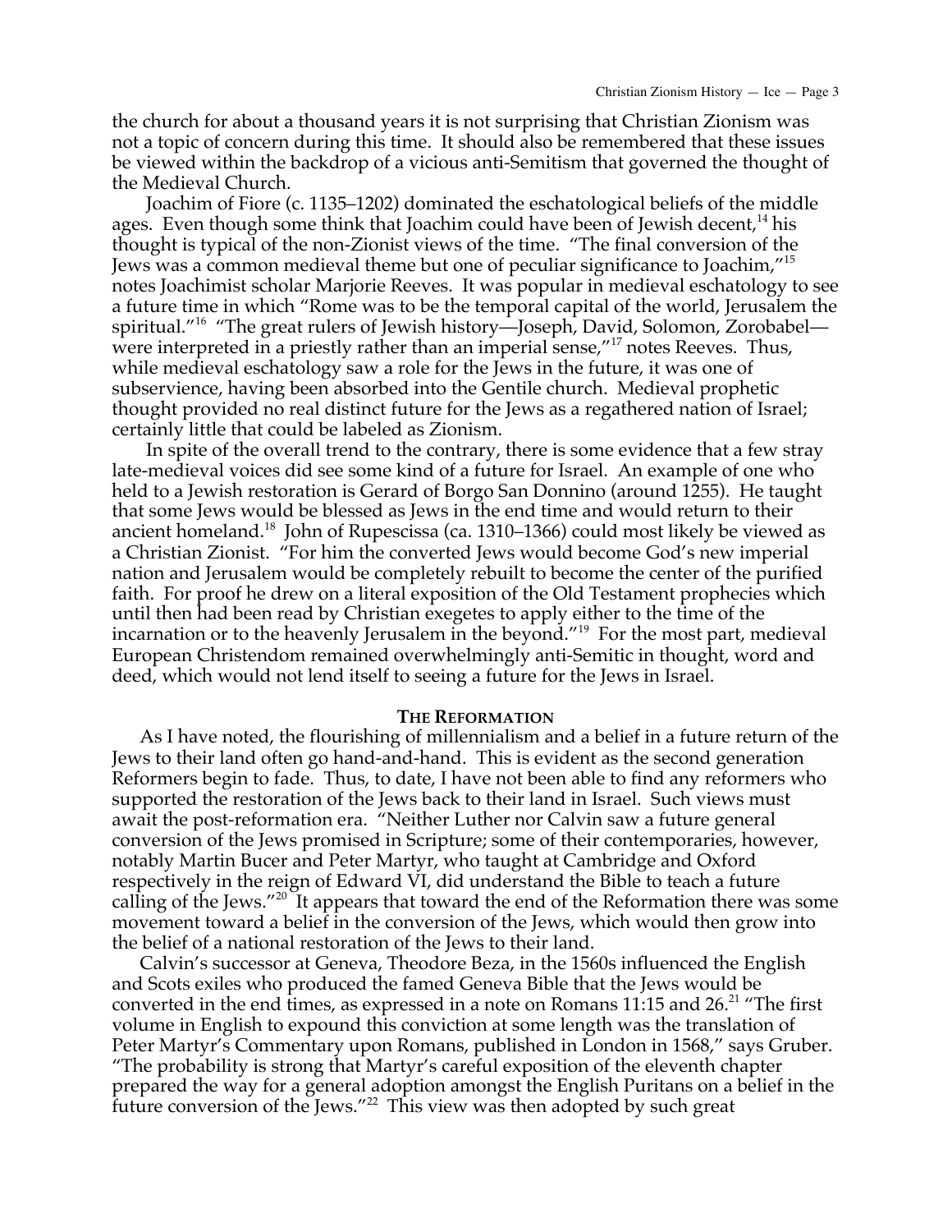the church for about a thousand years it is not surprising that Christian Zionism was not a topic of concern during this time. It should also be remembered that these issues be viewed within the backdrop of a vicious anti-Semitism that governed the thought of the Medieval Church.

Joachim of Fiore (c. 1135–1202) dominated the eschatological beliefs of the middle ages. Even though some think that Joachim could have been of Jewish decent,[14] his thought is typical of the non-Zionist views of the time. "The final conversion of the Jews was a common medieval theme but one of peculiar significance to Joachim,"[15] notes Joachimist scholar Marjorie Reeves. It was popular in medieval eschatology to see a future time in which "Rome was to be the temporal capital of the world, Jerusalem the spiritual."[16] "The great rulers of Jewish history—Joseph, David, Solomon, Zorobabel—were interpreted in a priestly rather than an imperial sense,"[17] notes Reeves. Thus, while medieval eschatology saw a role for the Jews in the future, it was one of subservience, having been absorbed into the Gentile church. Medieval prophetic thought provided no real distinct future for the Jews as a regathered nation of Israel; certainly little that could be labeled as Zionism.

In spite of the overall trend to the contrary, there is some evidence that a few stray late-medieval voices did see some kind of a future for Israel. An example of one who held to a Jewish restoration is Gerard of Borgo San Donnino (around 1255). He taught that some Jews would be blessed as Jews in the end time and would return to their ancient homeland.[18] John of Rupescissa (ca. 1310–1366) could most likely be viewed as a Christian Zionist. "For him the converted Jews would become God's new imperial nation and Jerusalem would be completely rebuilt to become the center of the purified faith. For proof he drew on a literal exposition of the Old Testament prophecies which until then had been read by Christian exegetes to apply either to the time of the incarnation or to the heavenly Jerusalem in the beyond."[19] For the most part, medieval European Christendom remained overwhelmingly anti-Semitic in thought, word and deed, which would not lend itself to seeing a future for the Jews in Israel.

## The Reformation

As I have noted, the flourishing of millennialism and a belief in a future return of the Jews to their land often go hand-and-hand. This is evident as the second generation Reformers begin to fade. Thus, to date, I have not been able to find any reformers who supported the restoration of the Jews back to their land in Israel. Such views must await the post-reformation era. "Neither Luther nor Calvin saw a future general conversion of the Jews promised in Scripture; some of their contemporaries, however, notably Martin Bucer and Peter Martyr, who taught at Cambridge and Oxford respectively in the reign of Edward VI, did understand the Bible to teach a future calling of the Jews."[20] It appears that toward the end of the Reformation there was some movement toward a belief in the conversion of the Jews, which would then grow into the belief of a national restoration of the Jews to their land.

Calvin's successor at Geneva, Theodore Beza, in the 1560s influenced the English and Scots exiles who produced the famed Geneva Bible that the Jews would be converted in the end times, as expressed in a note on Romans 11:15 and 26.[21] "The first volume in English to expound this conviction at some length was the translation of Peter Martyr's Commentary upon Romans, published in London in 1568," says Gruber. "The probability is strong that Martyr's careful exposition of the eleventh chapter prepared the way for a general adoption amongst the English Puritans on a belief in the future conversion of the Jews."[22] This view was then adopted by such great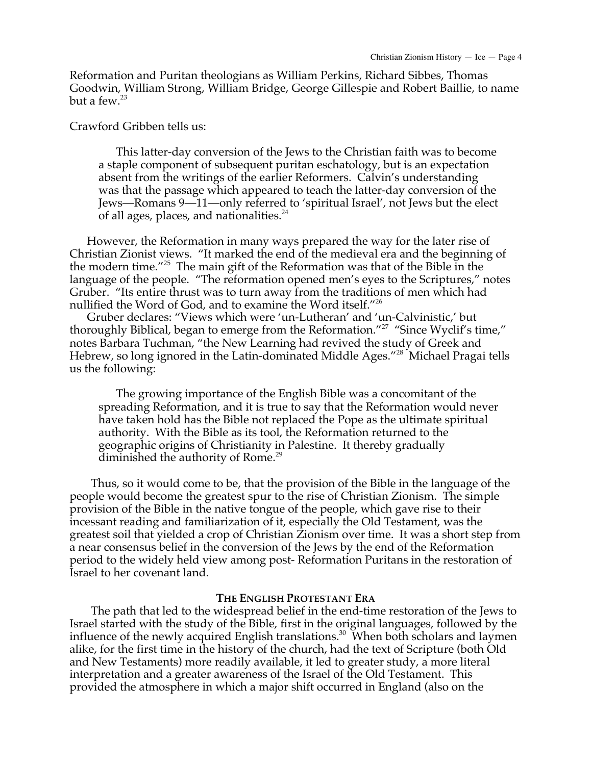Reformation and Puritan theologians as William Perkins, Richard Sibbes, Thomas Goodwin, William Strong, William Bridge, George Gillespie and Robert Baillie, to name but a few.[23]

Crawford Gribben tells us:

> This latter-day conversion of the Jews to the Christian faith was to become a staple component of subsequent puritan eschatology, but is an expectation absent from the writings of the earlier Reformers. Calvin's understanding was that the passage which appeared to teach the latter-day conversion of the Jews—Romans 9—11—only referred to 'spiritual Israel', not Jews but the elect of all ages, places, and nationalities.[24]

However, the Reformation in many ways prepared the way for the later rise of Christian Zionist views. "It marked the end of the medieval era and the beginning of the modern time."[25] The main gift of the Reformation was that of the Bible in the language of the people. "The reformation opened men's eyes to the Scriptures," notes Gruber. "Its entire thrust was to turn away from the traditions of men which had nullified the Word of God, and to examine the Word itself."[26]

Gruber declares: "Views which were 'un-Lutheran' and 'un-Calvinistic,' but thoroughly Biblical, began to emerge from the Reformation."[27] "Since Wyclif's time," notes Barbara Tuchman, "the New Learning had revived the study of Greek and Hebrew, so long ignored in the Latin-dominated Middle Ages."[28] Michael Pragai tells us the following:

> The growing importance of the English Bible was a concomitant of the spreading Reformation, and it is true to say that the Reformation would never have taken hold has the Bible not replaced the Pope as the ultimate spiritual authority. With the Bible as its tool, the Reformation returned to the geographic origins of Christianity in Palestine. It thereby gradually diminished the authority of Rome.[29]

Thus, so it would come to be, that the provision of the Bible in the language of the people would become the greatest spur to the rise of Christian Zionism. The simple provision of the Bible in the native tongue of the people, which gave rise to their incessant reading and familiarization of it, especially the Old Testament, was the greatest soil that yielded a crop of Christian Zionism over time. It was a short step from a near consensus belief in the conversion of the Jews by the end of the Reformation period to the widely held view among post- Reformation Puritans in the restoration of Israel to her covenant land.

## THE ENGLISH PROTESTANT ERA

The path that led to the widespread belief in the end-time restoration of the Jews to Israel started with the study of the Bible, first in the original languages, followed by the influence of the newly acquired English translations.[30] When both scholars and laymen alike, for the first time in the history of the church, had the text of Scripture (both Old and New Testaments) more readily available, it led to greater study, a more literal interpretation and a greater awareness of the Israel of the Old Testament. This provided the atmosphere in which a major shift occurred in England (also on the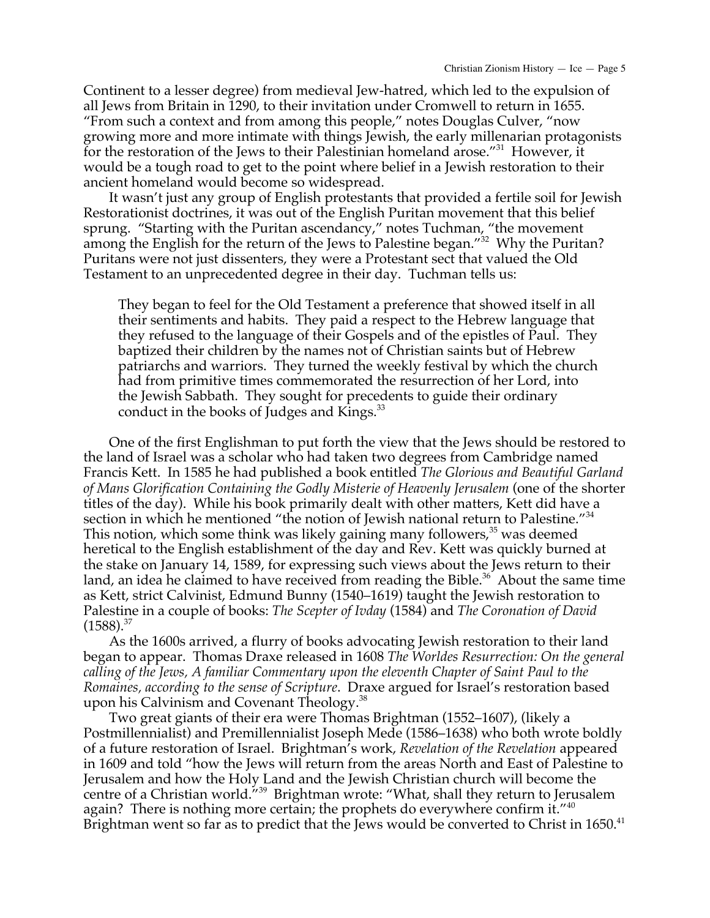Continent to a lesser degree) from medieval Jew-hatred, which led to the expulsion of all Jews from Britain in 1290, to their invitation under Cromwell to return in 1655. "From such a context and from among this people," notes Douglas Culver, "now growing more and more intimate with things Jewish, the early millenarian protagonists for the restoration of the Jews to their Palestinian homeland arose."[31] However, it would be a tough road to get to the point where belief in a Jewish restoration to their ancient homeland would become so widespread.

It wasn't just any group of English protestants that provided a fertile soil for Jewish Restorationist doctrines, it was out of the English Puritan movement that this belief sprung. "Starting with the Puritan ascendancy," notes Tuchman, "the movement among the English for the return of the Jews to Palestine began."[32] Why the Puritan? Puritans were not just dissenters, they were a Protestant sect that valued the Old Testament to an unprecedented degree in their day. Tuchman tells us:

> They began to feel for the Old Testament a preference that showed itself in all their sentiments and habits. They paid a respect to the Hebrew language that they refused to the language of their Gospels and of the epistles of Paul. They baptized their children by the names not of Christian saints but of Hebrew patriarchs and warriors. They turned the weekly festival by which the church had from primitive times commemorated the resurrection of her Lord, into the Jewish Sabbath. They sought for precedents to guide their ordinary conduct in the books of Judges and Kings.[33]

One of the first Englishman to put forth the view that the Jews should be restored to the land of Israel was a scholar who had taken two degrees from Cambridge named Francis Kett. In 1585 he had published a book entitled *The Glorious and Beautiful Garland of Mans Glorification Containing the Godly Misterie of Heavenly Jerusalem* (one of the shorter titles of the day). While his book primarily dealt with other matters, Kett did have a section in which he mentioned "the notion of Jewish national return to Palestine."[34] This notion, which some think was likely gaining many followers,[35] was deemed heretical to the English establishment of the day and Rev. Kett was quickly burned at the stake on January 14, 1589, for expressing such views about the Jews return to their land, an idea he claimed to have received from reading the Bible.[36] About the same time as Kett, strict Calvinist, Edmund Bunny (1540–1619) taught the Jewish restoration to Palestine in a couple of books: *The Scepter of Ivday* (1584) and *The Coronation of David* (1588).[37]

As the 1600s arrived, a flurry of books advocating Jewish restoration to their land began to appear. Thomas Draxe released in 1608 *The Worldes Resurrection: On the general calling of the Jews, A familiar Commentary upon the eleventh Chapter of Saint Paul to the Romaines, according to the sense of Scripture*. Draxe argued for Israel's restoration based upon his Calvinism and Covenant Theology.[38]

Two great giants of their era were Thomas Brightman (1552–1607), (likely a Postmillennialist) and Premillennialist Joseph Mede (1586–1638) who both wrote boldly of a future restoration of Israel. Brightman's work, *Revelation of the Revelation* appeared in 1609 and told "how the Jews will return from the areas North and East of Palestine to Jerusalem and how the Holy Land and the Jewish Christian church will become the centre of a Christian world."[39] Brightman wrote: "What, shall they return to Jerusalem again? There is nothing more certain; the prophets do everywhere confirm it."[40] Brightman went so far as to predict that the Jews would be converted to Christ in 1650.[41]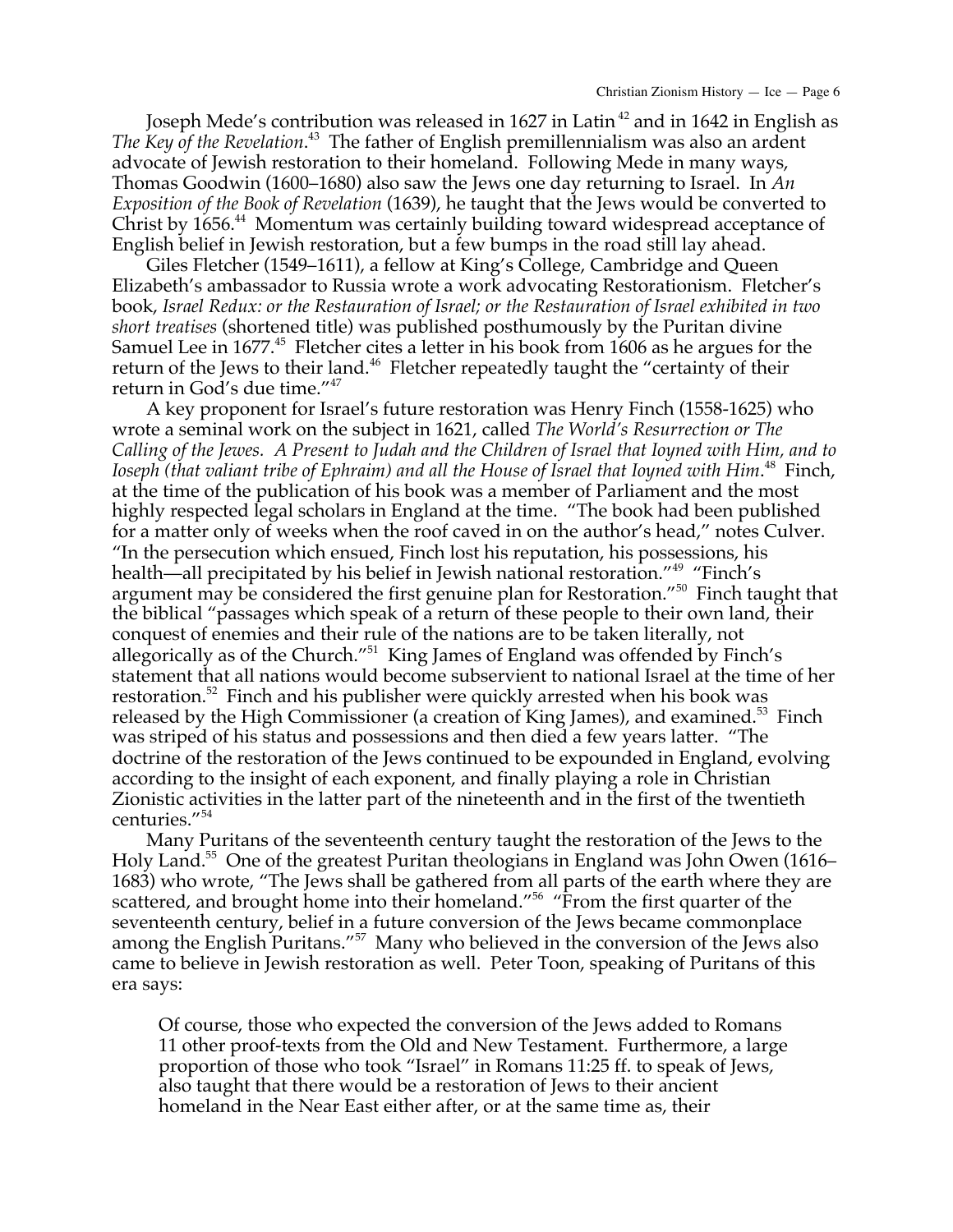Joseph Mede's contribution was released in 1627 in Latin [42] and in 1642 in English as *The Key of the Revelation*.[43] The father of English premillennialism was also an ardent advocate of Jewish restoration to their homeland. Following Mede in many ways, Thomas Goodwin (1600–1680) also saw the Jews one day returning to Israel. In *An Exposition of the Book of Revelation* (1639), he taught that the Jews would be converted to Christ by 1656.[44] Momentum was certainly building toward widespread acceptance of English belief in Jewish restoration, but a few bumps in the road still lay ahead.

Giles Fletcher (1549–1611), a fellow at King's College, Cambridge and Queen Elizabeth's ambassador to Russia wrote a work advocating Restorationism. Fletcher's book, *Israel Redux: or the Restauration of Israel; or the Restauration of Israel exhibited in two short treatises* (shortened title) was published posthumously by the Puritan divine Samuel Lee in 1677.[45] Fletcher cites a letter in his book from 1606 as he argues for the return of the Jews to their land.[46] Fletcher repeatedly taught the "certainty of their return in God's due time."[47]

A key proponent for Israel's future restoration was Henry Finch (1558-1625) who wrote a seminal work on the subject in 1621, called *The World's Resurrection or The Calling of the Jewes. A Present to Judah and the Children of Israel that Ioyned with Him, and to Ioseph (that valiant tribe of Ephraim) and all the House of Israel that Ioyned with Him*.[48] Finch, at the time of the publication of his book was a member of Parliament and the most highly respected legal scholars in England at the time. "The book had been published for a matter only of weeks when the roof caved in on the author's head," notes Culver. "In the persecution which ensued, Finch lost his reputation, his possessions, his health—all precipitated by his belief in Jewish national restoration."[49] "Finch's argument may be considered the first genuine plan for Restoration."[50] Finch taught that the biblical "passages which speak of a return of these people to their own land, their conquest of enemies and their rule of the nations are to be taken literally, not allegorically as of the Church."[51] King James of England was offended by Finch's statement that all nations would become subservient to national Israel at the time of her restoration.[52] Finch and his publisher were quickly arrested when his book was released by the High Commissioner (a creation of King James), and examined.[53] Finch was striped of his status and possessions and then died a few years latter. "The doctrine of the restoration of the Jews continued to be expounded in England, evolving according to the insight of each exponent, and finally playing a role in Christian Zionistic activities in the latter part of the nineteenth and in the first of the twentieth centuries."[54]

Many Puritans of the seventeenth century taught the restoration of the Jews to the Holy Land.[55] One of the greatest Puritan theologians in England was John Owen (1616–1683) who wrote, "The Jews shall be gathered from all parts of the earth where they are scattered, and brought home into their homeland."[56] "From the first quarter of the seventeenth century, belief in a future conversion of the Jews became commonplace among the English Puritans."[57] Many who believed in the conversion of the Jews also came to believe in Jewish restoration as well. Peter Toon, speaking of Puritans of this era says:

> Of course, those who expected the conversion of the Jews added to Romans 11 other proof-texts from the Old and New Testament. Furthermore, a large proportion of those who took "Israel" in Romans 11:25 ff. to speak of Jews, also taught that there would be a restoration of Jews to their ancient homeland in the Near East either after, or at the same time as, their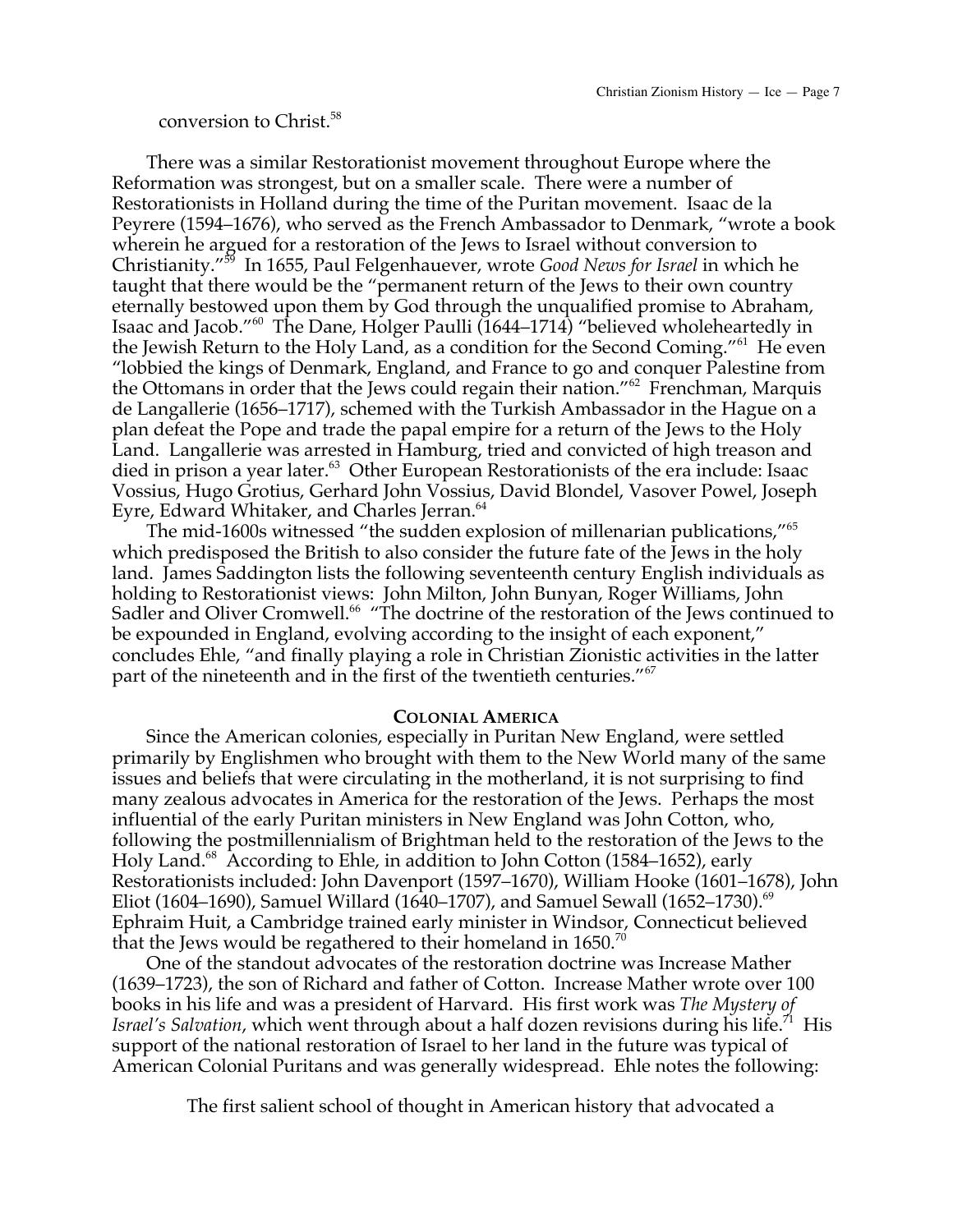conversion to Christ.[58]

There was a similar Restorationist movement throughout Europe where the Reformation was strongest, but on a smaller scale. There were a number of Restorationists in Holland during the time of the Puritan movement. Isaac de la Peyrere (1594–1676), who served as the French Ambassador to Denmark, "wrote a book wherein he argued for a restoration of the Jews to Israel without conversion to Christianity."[59] In 1655, Paul Felgenhauever, wrote *Good News for Israel* in which he taught that there would be the "permanent return of the Jews to their own country eternally bestowed upon them by God through the unqualified promise to Abraham, Isaac and Jacob."[60] The Dane, Holger Paulli (1644–1714) "believed wholeheartedly in the Jewish Return to the Holy Land, as a condition for the Second Coming."[61] He even "lobbied the kings of Denmark, England, and France to go and conquer Palestine from the Ottomans in order that the Jews could regain their nation."[62] Frenchman, Marquis de Langallerie (1656–1717), schemed with the Turkish Ambassador in the Hague on a plan defeat the Pope and trade the papal empire for a return of the Jews to the Holy Land. Langallerie was arrested in Hamburg, tried and convicted of high treason and died in prison a year later.[63] Other European Restorationists of the era include: Isaac Vossius, Hugo Grotius, Gerhard John Vossius, David Blondel, Vasover Powel, Joseph Eyre, Edward Whitaker, and Charles Jerran.[64]

The mid-1600s witnessed "the sudden explosion of millenarian publications,"[65] which predisposed the British to also consider the future fate of the Jews in the holy land. James Saddington lists the following seventeenth century English individuals as holding to Restorationist views: John Milton, John Bunyan, Roger Williams, John Sadler and Oliver Cromwell.[66] "The doctrine of the restoration of the Jews continued to be expounded in England, evolving according to the insight of each exponent," concludes Ehle, "and finally playing a role in Christian Zionistic activities in the latter part of the nineteenth and in the first of the twentieth centuries."[67]

## COLONIAL AMERICA

Since the American colonies, especially in Puritan New England, were settled primarily by Englishmen who brought with them to the New World many of the same issues and beliefs that were circulating in the motherland, it is not surprising to find many zealous advocates in America for the restoration of the Jews. Perhaps the most influential of the early Puritan ministers in New England was John Cotton, who, following the postmillennialism of Brightman held to the restoration of the Jews to the Holy Land.[68] According to Ehle, in addition to John Cotton (1584–1652), early Restorationists included: John Davenport (1597–1670), William Hooke (1601–1678), John Eliot (1604–1690), Samuel Willard (1640–1707), and Samuel Sewall (1652–1730).[69] Ephraim Huit, a Cambridge trained early minister in Windsor, Connecticut believed that the Jews would be regathered to their homeland in 1650.[70]

One of the standout advocates of the restoration doctrine was Increase Mather (1639–1723), the son of Richard and father of Cotton. Increase Mather wrote over 100 books in his life and was a president of Harvard. His first work was *The Mystery of Israel's Salvation*, which went through about a half dozen revisions during his life.[71] His support of the national restoration of Israel to her land in the future was typical of American Colonial Puritans and was generally widespread. Ehle notes the following:

> The first salient school of thought in American history that advocated a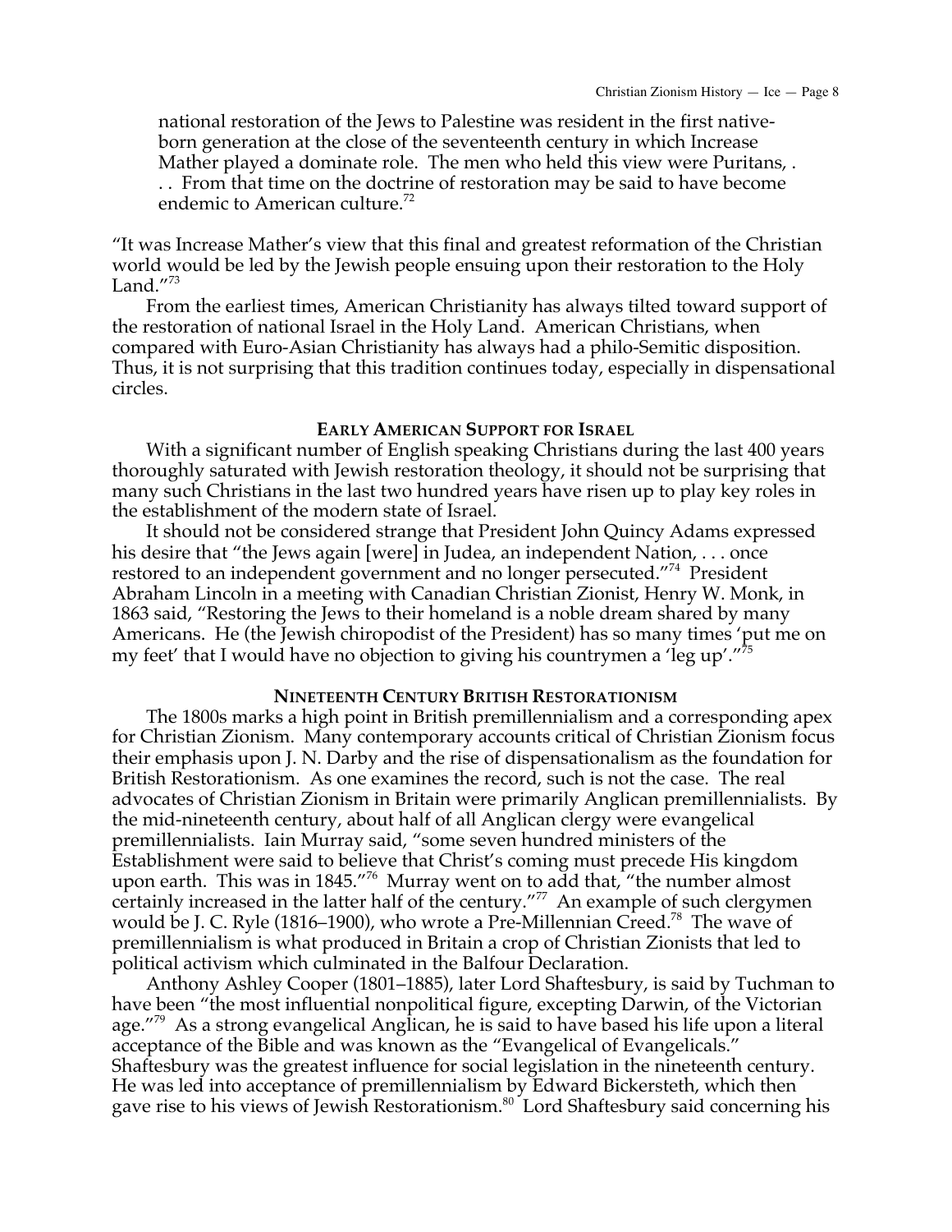> national restoration of the Jews to Palestine was resident in the first native-born generation at the close of the seventeenth century in which Increase Mather played a dominate role. The men who held this view were Puritans, . . . From that time on the doctrine of restoration may be said to have become endemic to American culture.[72]

"It was Increase Mather's view that this final and greatest reformation of the Christian world would be led by the Jewish people ensuing upon their restoration to the Holy Land."[73]

From the earliest times, American Christianity has always tilted toward support of the restoration of national Israel in the Holy Land. American Christians, when compared with Euro-Asian Christianity has always had a philo-Semitic disposition. Thus, it is not surprising that this tradition continues today, especially in dispensational circles.

#### EARLY AMERICAN SUPPORT FOR ISRAEL

With a significant number of English speaking Christians during the last 400 years thoroughly saturated with Jewish restoration theology, it should not be surprising that many such Christians in the last two hundred years have risen up to play key roles in the establishment of the modern state of Israel.

It should not be considered strange that President John Quincy Adams expressed his desire that "the Jews again [were] in Judea, an independent Nation, . . . once restored to an independent government and no longer persecuted."[74] President Abraham Lincoln in a meeting with Canadian Christian Zionist, Henry W. Monk, in 1863 said, "Restoring the Jews to their homeland is a noble dream shared by many Americans. He (the Jewish chiropodist of the President) has so many times 'put me on my feet' that I would have no objection to giving his countrymen a 'leg up'."[75]

#### NINETEENTH CENTURY BRITISH RESTORATIONISM

The 1800s marks a high point in British premillennialism and a corresponding apex for Christian Zionism. Many contemporary accounts critical of Christian Zionism focus their emphasis upon J. N. Darby and the rise of dispensationalism as the foundation for British Restorationism. As one examines the record, such is not the case. The real advocates of Christian Zionism in Britain were primarily Anglican premillennialists. By the mid-nineteenth century, about half of all Anglican clergy were evangelical premillennialists. Iain Murray said, "some seven hundred ministers of the Establishment were said to believe that Christ's coming must precede His kingdom upon earth. This was in 1845."[76] Murray went on to add that, "the number almost certainly increased in the latter half of the century."[77] An example of such clergymen would be J. C. Ryle (1816–1900), who wrote a Pre-Millennian Creed.[78] The wave of premillennialism is what produced in Britain a crop of Christian Zionists that led to political activism which culminated in the Balfour Declaration.

Anthony Ashley Cooper (1801–1885), later Lord Shaftesbury, is said by Tuchman to have been "the most influential nonpolitical figure, excepting Darwin, of the Victorian age."[79] As a strong evangelical Anglican, he is said to have based his life upon a literal acceptance of the Bible and was known as the "Evangelical of Evangelicals." Shaftesbury was the greatest influence for social legislation in the nineteenth century. He was led into acceptance of premillennialism by Edward Bickersteth, which then gave rise to his views of Jewish Restorationism.[80] Lord Shaftesbury said concerning his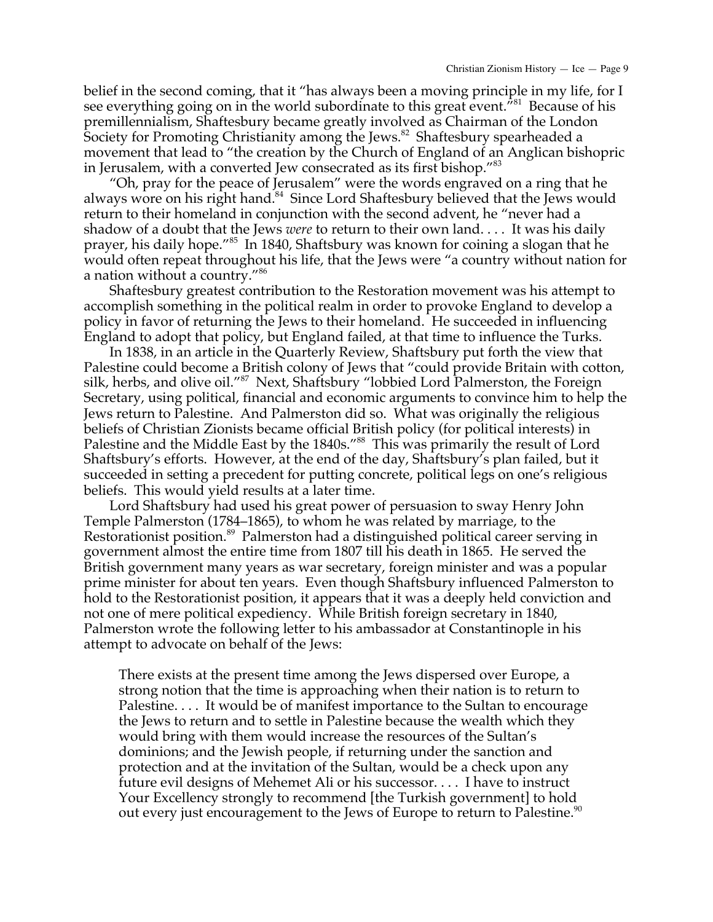belief in the second coming, that it "has always been a moving principle in my life, for I see everything going on in the world subordinate to this great event."[81] Because of his premillennialism, Shaftesbury became greatly involved as Chairman of the London Society for Promoting Christianity among the Jews.[82] Shaftesbury spearheaded a movement that lead to "the creation by the Church of England of an Anglican bishopric in Jerusalem, with a converted Jew consecrated as its first bishop."[83]

"Oh, pray for the peace of Jerusalem" were the words engraved on a ring that he always wore on his right hand.[84] Since Lord Shaftesbury believed that the Jews would return to their homeland in conjunction with the second advent, he "never had a shadow of a doubt that the Jews *were* to return to their own land. . . . It was his daily prayer, his daily hope."[85] In 1840, Shaftsbury was known for coining a slogan that he would often repeat throughout his life, that the Jews were "a country without nation for a nation without a country."[86]

Shaftesbury greatest contribution to the Restoration movement was his attempt to accomplish something in the political realm in order to provoke England to develop a policy in favor of returning the Jews to their homeland. He succeeded in influencing England to adopt that policy, but England failed, at that time to influence the Turks.

In 1838, in an article in the Quarterly Review, Shaftsbury put forth the view that Palestine could become a British colony of Jews that "could provide Britain with cotton, silk, herbs, and olive oil."[87] Next, Shaftsbury "lobbied Lord Palmerston, the Foreign Secretary, using political, financial and economic arguments to convince him to help the Jews return to Palestine. And Palmerston did so. What was originally the religious beliefs of Christian Zionists became official British policy (for political interests) in Palestine and the Middle East by the 1840s."[88] This was primarily the result of Lord Shaftsbury's efforts. However, at the end of the day, Shaftsbury's plan failed, but it succeeded in setting a precedent for putting concrete, political legs on one's religious beliefs. This would yield results at a later time.

Lord Shaftsbury had used his great power of persuasion to sway Henry John Temple Palmerston (1784–1865), to whom he was related by marriage, to the Restorationist position.[89] Palmerston had a distinguished political career serving in government almost the entire time from 1807 till his death in 1865. He served the British government many years as war secretary, foreign minister and was a popular prime minister for about ten years. Even though Shaftsbury influenced Palmerston to hold to the Restorationist position, it appears that it was a deeply held conviction and not one of mere political expediency. While British foreign secretary in 1840, Palmerston wrote the following letter to his ambassador at Constantinople in his attempt to advocate on behalf of the Jews:

> There exists at the present time among the Jews dispersed over Europe, a strong notion that the time is approaching when their nation is to return to Palestine. . . . It would be of manifest importance to the Sultan to encourage the Jews to return and to settle in Palestine because the wealth which they would bring with them would increase the resources of the Sultan's dominions; and the Jewish people, if returning under the sanction and protection and at the invitation of the Sultan, would be a check upon any future evil designs of Mehemet Ali or his successor. . . . I have to instruct Your Excellency strongly to recommend [the Turkish government] to hold out every just encouragement to the Jews of Europe to return to Palestine.[90]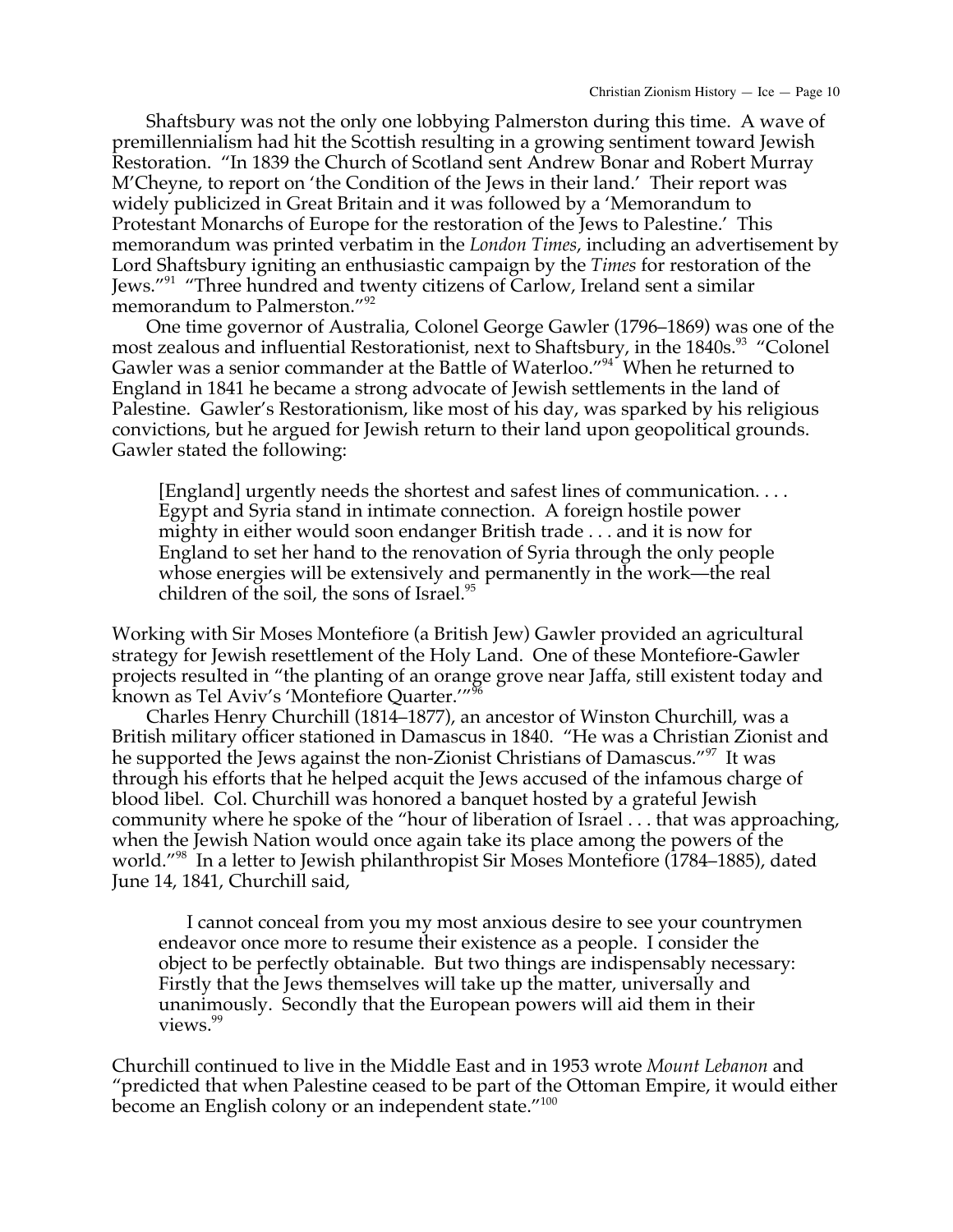Shaftsbury was not the only one lobbying Palmerston during this time. A wave of premillennialism had hit the Scottish resulting in a growing sentiment toward Jewish Restoration. "In 1839 the Church of Scotland sent Andrew Bonar and Robert Murray M'Cheyne, to report on 'the Condition of the Jews in their land.' Their report was widely publicized in Great Britain and it was followed by a 'Memorandum to Protestant Monarchs of Europe for the restoration of the Jews to Palestine.' This memorandum was printed verbatim in the *London Times*, including an advertisement by Lord Shaftsbury igniting an enthusiastic campaign by the *Times* for restoration of the Jews."[91] "Three hundred and twenty citizens of Carlow, Ireland sent a similar memorandum to Palmerston."[92]

One time governor of Australia, Colonel George Gawler (1796–1869) was one of the most zealous and influential Restorationist, next to Shaftsbury, in the 1840s.[93] "Colonel Gawler was a senior commander at the Battle of Waterloo."[94] When he returned to England in 1841 he became a strong advocate of Jewish settlements in the land of Palestine. Gawler's Restorationism, like most of his day, was sparked by his religious convictions, but he argued for Jewish return to their land upon geopolitical grounds. Gawler stated the following:

> [England] urgently needs the shortest and safest lines of communication. . . . Egypt and Syria stand in intimate connection. A foreign hostile power mighty in either would soon endanger British trade . . . and it is now for England to set her hand to the renovation of Syria through the only people whose energies will be extensively and permanently in the work—the real children of the soil, the sons of Israel.[95]

Working with Sir Moses Montefiore (a British Jew) Gawler provided an agricultural strategy for Jewish resettlement of the Holy Land. One of these Montefiore-Gawler projects resulted in "the planting of an orange grove near Jaffa, still existent today and known as Tel Aviv's 'Montefiore Quarter.'"[96]

Charles Henry Churchill (1814–1877), an ancestor of Winston Churchill, was a British military officer stationed in Damascus in 1840. "He was a Christian Zionist and he supported the Jews against the non-Zionist Christians of Damascus."[97] It was through his efforts that he helped acquit the Jews accused of the infamous charge of blood libel. Col. Churchill was honored a banquet hosted by a grateful Jewish community where he spoke of the "hour of liberation of Israel . . . that was approaching, when the Jewish Nation would once again take its place among the powers of the world."[98] In a letter to Jewish philanthropist Sir Moses Montefiore (1784–1885), dated June 14, 1841, Churchill said,

> I cannot conceal from you my most anxious desire to see your countrymen endeavor once more to resume their existence as a people. I consider the object to be perfectly obtainable. But two things are indispensably necessary: Firstly that the Jews themselves will take up the matter, universally and unanimously. Secondly that the European powers will aid them in their views.[99]

Churchill continued to live in the Middle East and in 1953 wrote *Mount Lebanon* and "predicted that when Palestine ceased to be part of the Ottoman Empire, it would either become an English colony or an independent state."[100]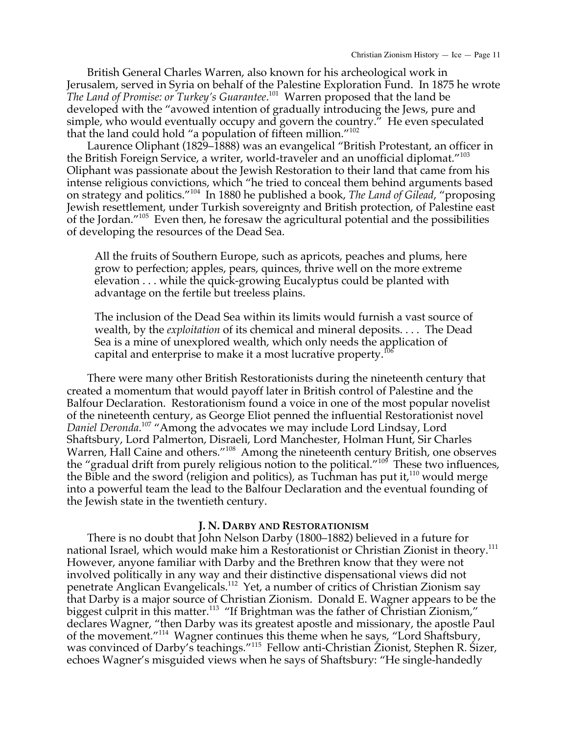British General Charles Warren, also known for his archeological work in Jerusalem, served in Syria on behalf of the Palestine Exploration Fund. In 1875 he wrote *The Land of Promise: or Turkey's Guarantee*.[101] Warren proposed that the land be developed with the "avowed intention of gradually introducing the Jews, pure and simple, who would eventually occupy and govern the country." He even speculated that the land could hold "a population of fifteen million."[102]

Laurence Oliphant (1829–1888) was an evangelical "British Protestant, an officer in the British Foreign Service, a writer, world-traveler and an unofficial diplomat."[103] Oliphant was passionate about the Jewish Restoration to their land that came from his intense religious convictions, which "he tried to conceal them behind arguments based on strategy and politics."[104] In 1880 he published a book, *The Land of Gilead*, "proposing Jewish resettlement, under Turkish sovereignty and British protection, of Palestine east of the Jordan."[105] Even then, he foresaw the agricultural potential and the possibilities of developing the resources of the Dead Sea.

> All the fruits of Southern Europe, such as apricots, peaches and plums, here grow to perfection; apples, pears, quinces, thrive well on the more extreme elevation . . . while the quick-growing Eucalyptus could be planted with advantage on the fertile but treeless plains.
>
> The inclusion of the Dead Sea within its limits would furnish a vast source of wealth, by the *exploitation* of its chemical and mineral deposits. . . . The Dead Sea is a mine of unexplored wealth, which only needs the application of capital and enterprise to make it a most lucrative property.[106]

There were many other British Restorationists during the nineteenth century that created a momentum that would payoff later in British control of Palestine and the Balfour Declaration. Restorationism found a voice in one of the most popular novelist of the nineteenth century, as George Eliot penned the influential Restorationist novel *Daniel Deronda*.[107] "Among the advocates we may include Lord Lindsay, Lord Shaftsbury, Lord Palmerton, Disraeli, Lord Manchester, Holman Hunt, Sir Charles Warren, Hall Caine and others."[108] Among the nineteenth century British, one observes the "gradual drift from purely religious notion to the political."[109] These two influences, the Bible and the sword (religion and politics), as Tuchman has put it,[110] would merge into a powerful team the lead to the Balfour Declaration and the eventual founding of the Jewish state in the twentieth century.

## J. N. DARBY AND RESTORATIONISM

There is no doubt that John Nelson Darby (1800–1882) believed in a future for national Israel, which would make him a Restorationist or Christian Zionist in theory.[111] However, anyone familiar with Darby and the Brethren know that they were not involved politically in any way and their distinctive dispensational views did not penetrate Anglican Evangelicals.[112] Yet, a number of critics of Christian Zionism say that Darby is a major source of Christian Zionism. Donald E. Wagner appears to be the biggest culprit in this matter.[113] "If Brightman was the father of Christian Zionism," declares Wagner, "then Darby was its greatest apostle and missionary, the apostle Paul of the movement."[114] Wagner continues this theme when he says, "Lord Shaftsbury, was convinced of Darby's teachings."[115] Fellow anti-Christian Zionist, Stephen R. Sizer, echoes Wagner's misguided views when he says of Shaftsbury: "He single-handedly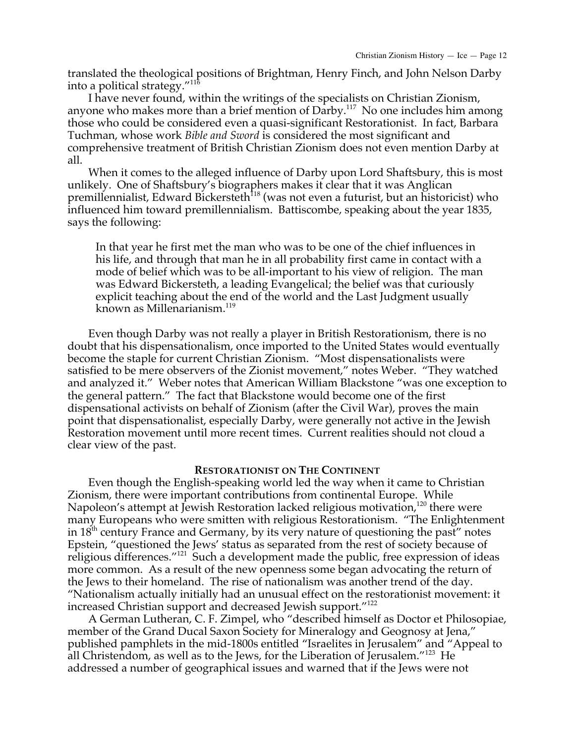translated the theological positions of Brightman, Henry Finch, and John Nelson Darby into a political strategy."[116]

I have never found, within the writings of the specialists on Christian Zionism, anyone who makes more than a brief mention of Darby.[117] No one includes him among those who could be considered even a quasi-significant Restorationist. In fact, Barbara Tuchman, whose work *Bible and Sword* is considered the most significant and comprehensive treatment of British Christian Zionism does not even mention Darby at all.

When it comes to the alleged influence of Darby upon Lord Shaftsbury, this is most unlikely. One of Shaftsbury's biographers makes it clear that it was Anglican premillennialist, Edward Bickersteth[118] (was not even a futurist, but an historicist) who influenced him toward premillennialism. Battiscombe, speaking about the year 1835, says the following:

> In that year he first met the man who was to be one of the chief influences in his life, and through that man he in all probability first came in contact with a mode of belief which was to be all-important to his view of religion. The man was Edward Bickersteth, a leading Evangelical; the belief was that curiously explicit teaching about the end of the world and the Last Judgment usually known as Millenarianism.[119]

Even though Darby was not really a player in British Restorationism, there is no doubt that his dispensationalism, once imported to the United States would eventually become the staple for current Christian Zionism. "Most dispensationalists were satisfied to be mere observers of the Zionist movement," notes Weber. "They watched and analyzed it." Weber notes that American William Blackstone "was one exception to the general pattern." The fact that Blackstone would become one of the first dispensational activists on behalf of Zionism (after the Civil War), proves the main point that dispensationalist, especially Darby, were generally not active in the Jewish Restoration movement until more recent times. Current realities should not cloud a clear view of the past.

### RESTORATIONIST ON THE CONTINENT

Even though the English-speaking world led the way when it came to Christian Zionism, there were important contributions from continental Europe. While Napoleon's attempt at Jewish Restoration lacked religious motivation,[120] there were many Europeans who were smitten with religious Restorationism. "The Enlightenment in 18th century France and Germany, by its very nature of questioning the past" notes Epstein, "questioned the Jews' status as separated from the rest of society because of religious differences."[121] Such a development made the public, free expression of ideas more common. As a result of the new openness some began advocating the return of the Jews to their homeland. The rise of nationalism was another trend of the day. "Nationalism actually initially had an unusual effect on the restorationist movement: it increased Christian support and decreased Jewish support."[122]

A German Lutheran, C. F. Zimpel, who "described himself as Doctor et Philosopiae, member of the Grand Ducal Saxon Society for Mineralogy and Geognosy at Jena," published pamphlets in the mid-1800s entitled "Israelites in Jerusalem" and "Appeal to all Christendom, as well as to the Jews, for the Liberation of Jerusalem."[123] He addressed a number of geographical issues and warned that if the Jews were not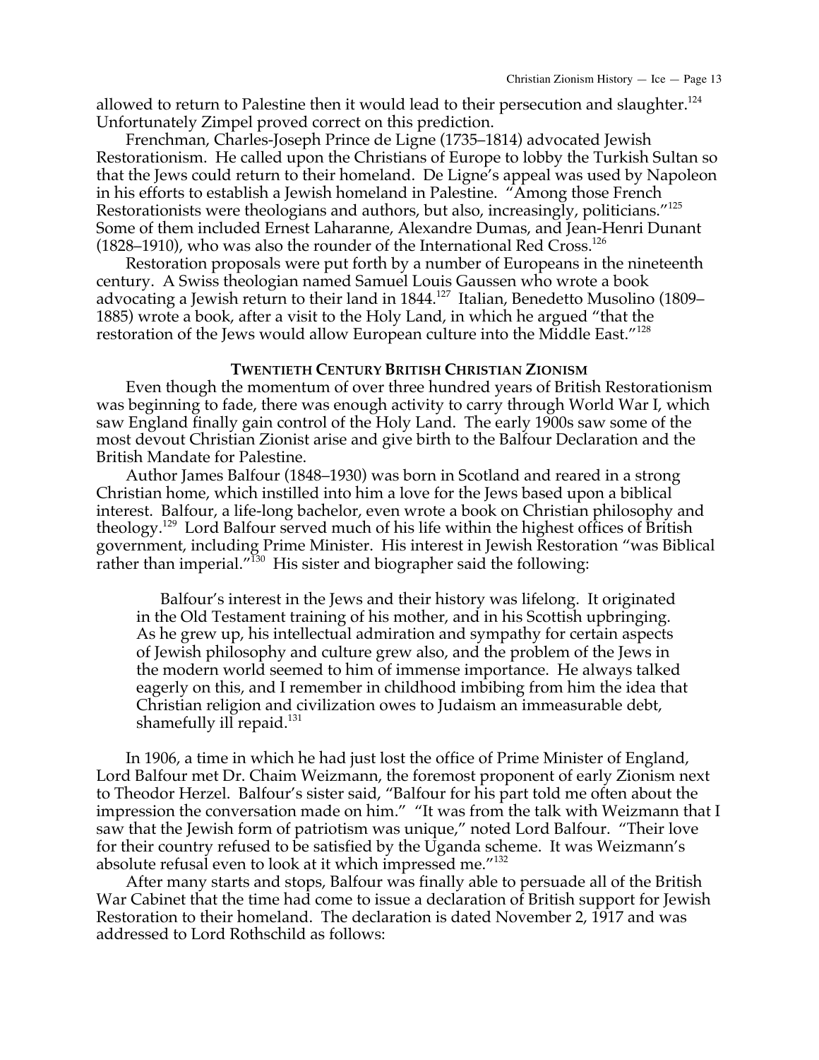allowed to return to Palestine then it would lead to their persecution and slaughter.[124] Unfortunately Zimpel proved correct on this prediction.

Frenchman, Charles-Joseph Prince de Ligne (1735–1814) advocated Jewish Restorationism. He called upon the Christians of Europe to lobby the Turkish Sultan so that the Jews could return to their homeland. De Ligne's appeal was used by Napoleon in his efforts to establish a Jewish homeland in Palestine. "Among those French Restorationists were theologians and authors, but also, increasingly, politicians."[125] Some of them included Ernest Laharanne, Alexandre Dumas, and Jean-Henri Dunant (1828–1910), who was also the rounder of the International Red Cross.[126]

Restoration proposals were put forth by a number of Europeans in the nineteenth century. A Swiss theologian named Samuel Louis Gaussen who wrote a book advocating a Jewish return to their land in 1844.[127] Italian, Benedetto Musolino (1809–1885) wrote a book, after a visit to the Holy Land, in which he argued "that the restoration of the Jews would allow European culture into the Middle East."[128]

## TWENTIETH CENTURY BRITISH CHRISTIAN ZIONISM

Even though the momentum of over three hundred years of British Restorationism was beginning to fade, there was enough activity to carry through World War I, which saw England finally gain control of the Holy Land. The early 1900s saw some of the most devout Christian Zionist arise and give birth to the Balfour Declaration and the British Mandate for Palestine.

Author James Balfour (1848–1930) was born in Scotland and reared in a strong Christian home, which instilled into him a love for the Jews based upon a biblical interest. Balfour, a life-long bachelor, even wrote a book on Christian philosophy and theology.[129] Lord Balfour served much of his life within the highest offices of British government, including Prime Minister. His interest in Jewish Restoration "was Biblical rather than imperial."[130] His sister and biographer said the following:

> Balfour's interest in the Jews and their history was lifelong. It originated in the Old Testament training of his mother, and in his Scottish upbringing. As he grew up, his intellectual admiration and sympathy for certain aspects of Jewish philosophy and culture grew also, and the problem of the Jews in the modern world seemed to him of immense importance. He always talked eagerly on this, and I remember in childhood imbibing from him the idea that Christian religion and civilization owes to Judaism an immeasurable debt, shamefully ill repaid.[131]

In 1906, a time in which he had just lost the office of Prime Minister of England, Lord Balfour met Dr. Chaim Weizmann, the foremost proponent of early Zionism next to Theodor Herzel. Balfour's sister said, "Balfour for his part told me often about the impression the conversation made on him." "It was from the talk with Weizmann that I saw that the Jewish form of patriotism was unique," noted Lord Balfour. "Their love for their country refused to be satisfied by the Uganda scheme. It was Weizmann's absolute refusal even to look at it which impressed me."[132]

After many starts and stops, Balfour was finally able to persuade all of the British War Cabinet that the time had come to issue a declaration of British support for Jewish Restoration to their homeland. The declaration is dated November 2, 1917 and was addressed to Lord Rothschild as follows: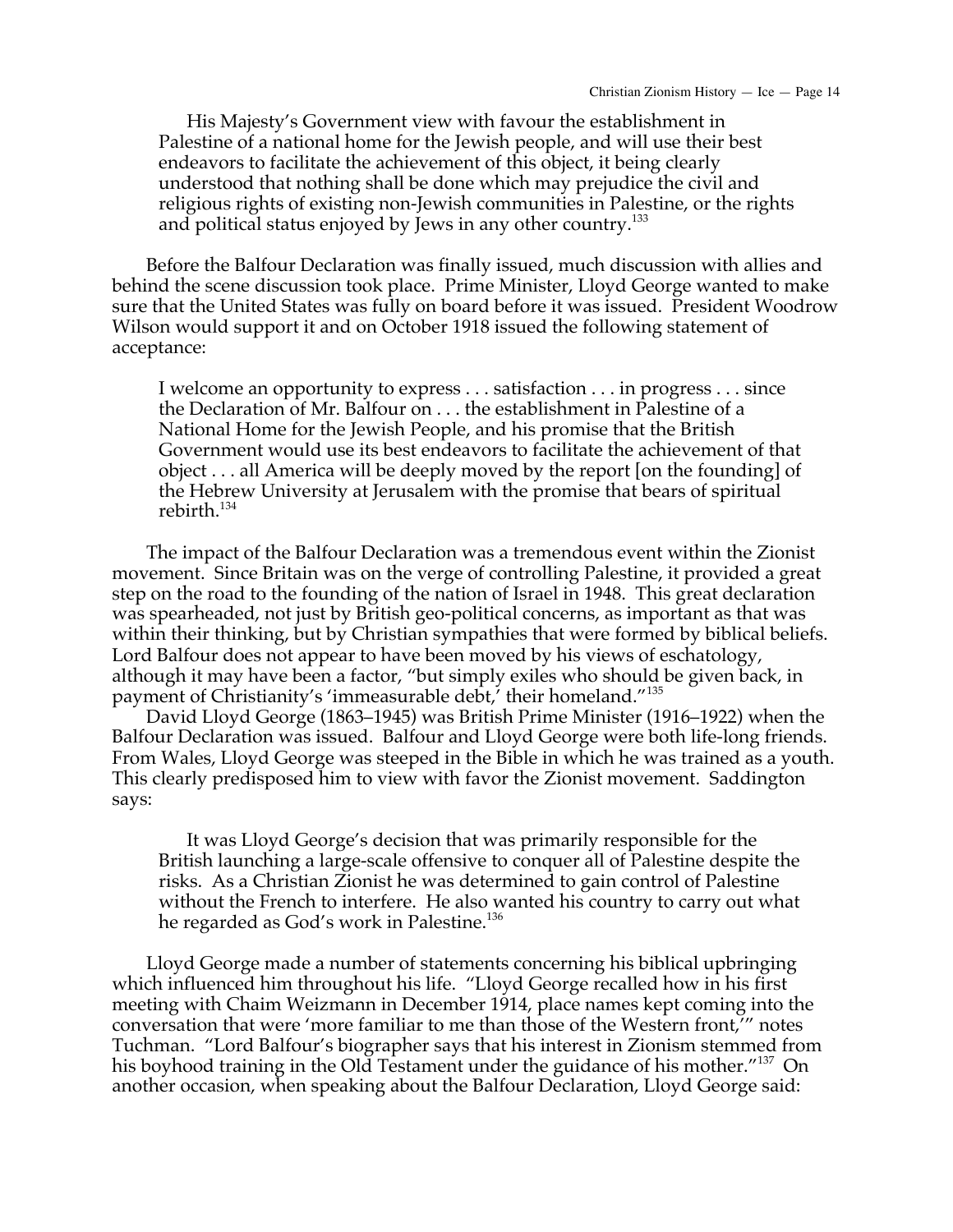> His Majesty's Government view with favour the establishment in Palestine of a national home for the Jewish people, and will use their best endeavors to facilitate the achievement of this object, it being clearly understood that nothing shall be done which may prejudice the civil and religious rights of existing non-Jewish communities in Palestine, or the rights and political status enjoyed by Jews in any other country.[133]

Before the Balfour Declaration was finally issued, much discussion with allies and behind the scene discussion took place. Prime Minister, Lloyd George wanted to make sure that the United States was fully on board before it was issued. President Woodrow Wilson would support it and on October 1918 issued the following statement of acceptance:

> I welcome an opportunity to express . . . satisfaction . . . in progress . . . since the Declaration of Mr. Balfour on . . . the establishment in Palestine of a National Home for the Jewish People, and his promise that the British Government would use its best endeavors to facilitate the achievement of that object . . . all America will be deeply moved by the report [on the founding] of the Hebrew University at Jerusalem with the promise that bears of spiritual rebirth.[134]

The impact of the Balfour Declaration was a tremendous event within the Zionist movement. Since Britain was on the verge of controlling Palestine, it provided a great step on the road to the founding of the nation of Israel in 1948. This great declaration was spearheaded, not just by British geo-political concerns, as important as that was within their thinking, but by Christian sympathies that were formed by biblical beliefs. Lord Balfour does not appear to have been moved by his views of eschatology, although it may have been a factor, "but simply exiles who should be given back, in payment of Christianity's 'immeasurable debt,' their homeland."[135]

David Lloyd George (1863–1945) was British Prime Minister (1916–1922) when the Balfour Declaration was issued. Balfour and Lloyd George were both life-long friends. From Wales, Lloyd George was steeped in the Bible in which he was trained as a youth. This clearly predisposed him to view with favor the Zionist movement. Saddington says:

> It was Lloyd George's decision that was primarily responsible for the British launching a large-scale offensive to conquer all of Palestine despite the risks. As a Christian Zionist he was determined to gain control of Palestine without the French to interfere. He also wanted his country to carry out what he regarded as God's work in Palestine.[136]

Lloyd George made a number of statements concerning his biblical upbringing which influenced him throughout his life. "Lloyd George recalled how in his first meeting with Chaim Weizmann in December 1914, place names kept coming into the conversation that were 'more familiar to me than those of the Western front,'" notes Tuchman. "Lord Balfour's biographer says that his interest in Zionism stemmed from his boyhood training in the Old Testament under the guidance of his mother."[137] On another occasion, when speaking about the Balfour Declaration, Lloyd George said: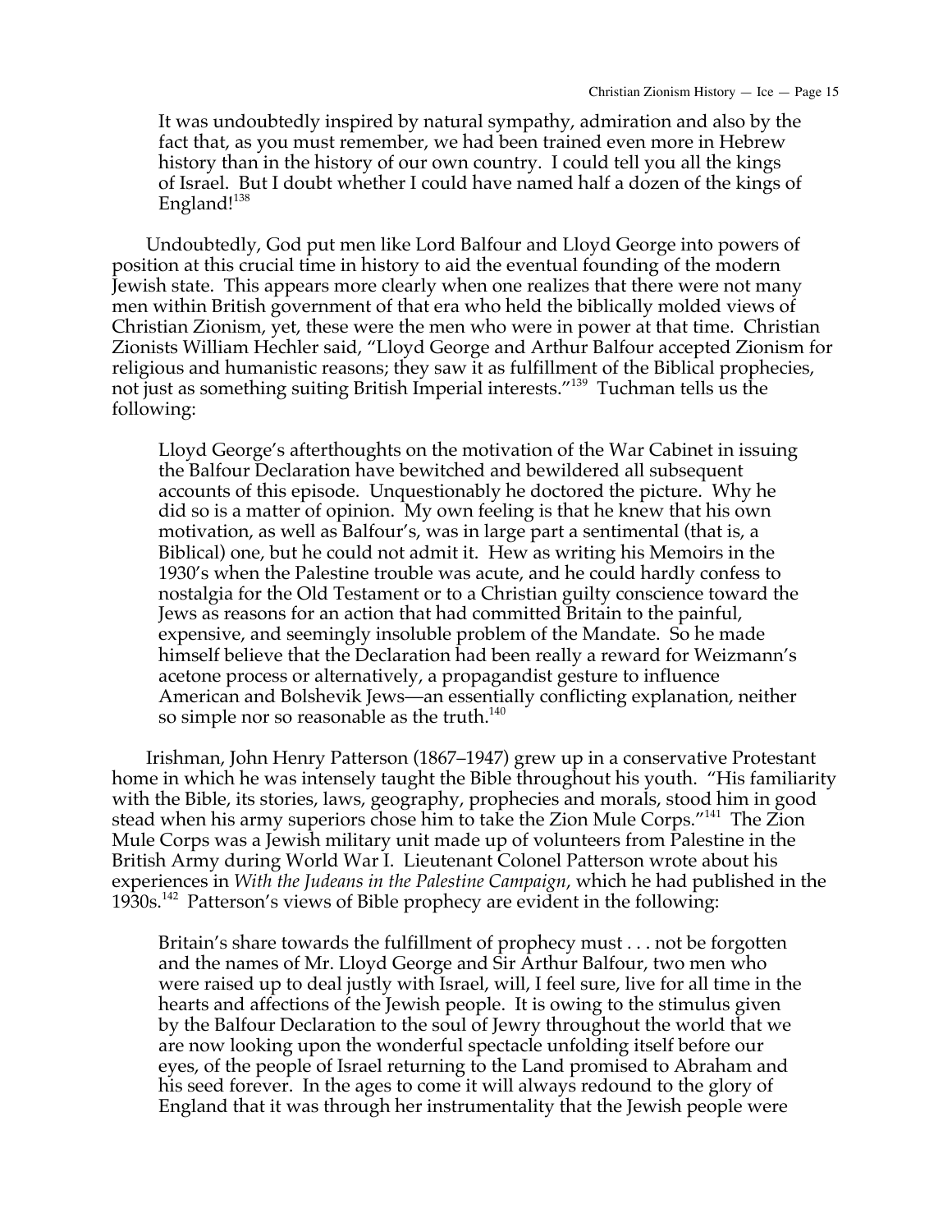> It was undoubtedly inspired by natural sympathy, admiration and also by the fact that, as you must remember, we had been trained even more in Hebrew history than in the history of our own country. I could tell you all the kings of Israel. But I doubt whether I could have named half a dozen of the kings of England![138]

Undoubtedly, God put men like Lord Balfour and Lloyd George into powers of position at this crucial time in history to aid the eventual founding of the modern Jewish state. This appears more clearly when one realizes that there were not many men within British government of that era who held the biblically molded views of Christian Zionism, yet, these were the men who were in power at that time. Christian Zionists William Hechler said, "Lloyd George and Arthur Balfour accepted Zionism for religious and humanistic reasons; they saw it as fulfillment of the Biblical prophecies, not just as something suiting British Imperial interests."[139] Tuchman tells us the following:

> Lloyd George's afterthoughts on the motivation of the War Cabinet in issuing the Balfour Declaration have bewitched and bewildered all subsequent accounts of this episode. Unquestionably he doctored the picture. Why he did so is a matter of opinion. My own feeling is that he knew that his own motivation, as well as Balfour's, was in large part a sentimental (that is, a Biblical) one, but he could not admit it. Hew as writing his Memoirs in the 1930's when the Palestine trouble was acute, and he could hardly confess to nostalgia for the Old Testament or to a Christian guilty conscience toward the Jews as reasons for an action that had committed Britain to the painful, expensive, and seemingly insoluble problem of the Mandate. So he made himself believe that the Declaration had been really a reward for Weizmann's acetone process or alternatively, a propagandist gesture to influence American and Bolshevik Jews—an essentially conflicting explanation, neither so simple nor so reasonable as the truth.[140]

Irishman, John Henry Patterson (1867–1947) grew up in a conservative Protestant home in which he was intensely taught the Bible throughout his youth. "His familiarity with the Bible, its stories, laws, geography, prophecies and morals, stood him in good stead when his army superiors chose him to take the Zion Mule Corps."[141] The Zion Mule Corps was a Jewish military unit made up of volunteers from Palestine in the British Army during World War I. Lieutenant Colonel Patterson wrote about his experiences in *With the Judeans in the Palestine Campaign*, which he had published in the 1930s.[142] Patterson's views of Bible prophecy are evident in the following:

> Britain's share towards the fulfillment of prophecy must . . . not be forgotten and the names of Mr. Lloyd George and Sir Arthur Balfour, two men who were raised up to deal justly with Israel, will, I feel sure, live for all time in the hearts and affections of the Jewish people. It is owing to the stimulus given by the Balfour Declaration to the soul of Jewry throughout the world that we are now looking upon the wonderful spectacle unfolding itself before our eyes, of the people of Israel returning to the Land promised to Abraham and his seed forever. In the ages to come it will always redound to the glory of England that it was through her instrumentality that the Jewish people were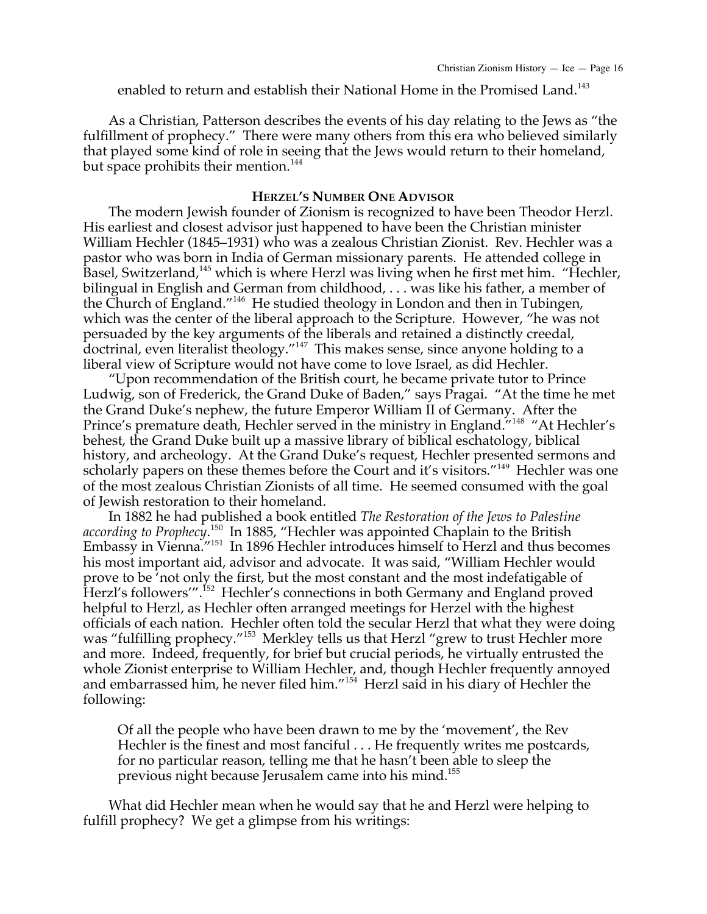enabled to return and establish their National Home in the Promised Land.[143]

As a Christian, Patterson describes the events of his day relating to the Jews as "the fulfillment of prophecy." There were many others from this era who believed similarly that played some kind of role in seeing that the Jews would return to their homeland, but space prohibits their mention.[144]

### HERZEL'S NUMBER ONE ADVISOR

The modern Jewish founder of Zionism is recognized to have been Theodor Herzl. His earliest and closest advisor just happened to have been the Christian minister William Hechler (1845–1931) who was a zealous Christian Zionist. Rev. Hechler was a pastor who was born in India of German missionary parents. He attended college in Basel, Switzerland,[145] which is where Herzl was living when he first met him. "Hechler, bilingual in English and German from childhood, . . . was like his father, a member of the Church of England."[146] He studied theology in London and then in Tubingen, which was the center of the liberal approach to the Scripture. However, "he was not persuaded by the key arguments of the liberals and retained a distinctly creedal, doctrinal, even literalist theology."[147] This makes sense, since anyone holding to a liberal view of Scripture would not have come to love Israel, as did Hechler.

"Upon recommendation of the British court, he became private tutor to Prince Ludwig, son of Frederick, the Grand Duke of Baden," says Pragai. "At the time he met the Grand Duke's nephew, the future Emperor William II of Germany. After the Prince's premature death, Hechler served in the ministry in England."[148] "At Hechler's behest, the Grand Duke built up a massive library of biblical eschatology, biblical history, and archeology. At the Grand Duke's request, Hechler presented sermons and scholarly papers on these themes before the Court and it's visitors."[149] Hechler was one of the most zealous Christian Zionists of all time. He seemed consumed with the goal of Jewish restoration to their homeland.

In 1882 he had published a book entitled *The Restoration of the Jews to Palestine according to Prophecy*.[150] In 1885, "Hechler was appointed Chaplain to the British Embassy in Vienna."[151] In 1896 Hechler introduces himself to Herzl and thus becomes his most important aid, advisor and advocate. It was said, "William Hechler would prove to be 'not only the first, but the most constant and the most indefatigable of Herzl's followers'".[152] Hechler's connections in both Germany and England proved helpful to Herzl, as Hechler often arranged meetings for Herzel with the highest officials of each nation. Hechler often told the secular Herzl that what they were doing was "fulfilling prophecy."[153] Merkley tells us that Herzl "grew to trust Hechler more and more. Indeed, frequently, for brief but crucial periods, he virtually entrusted the whole Zionist enterprise to William Hechler, and, though Hechler frequently annoyed and embarrassed him, he never filed him."[154] Herzl said in his diary of Hechler the following:

> Of all the people who have been drawn to me by the 'movement', the Rev Hechler is the finest and most fanciful . . . He frequently writes me postcards, for no particular reason, telling me that he hasn't been able to sleep the previous night because Jerusalem came into his mind.[155]

What did Hechler mean when he would say that he and Herzl were helping to fulfill prophecy? We get a glimpse from his writings: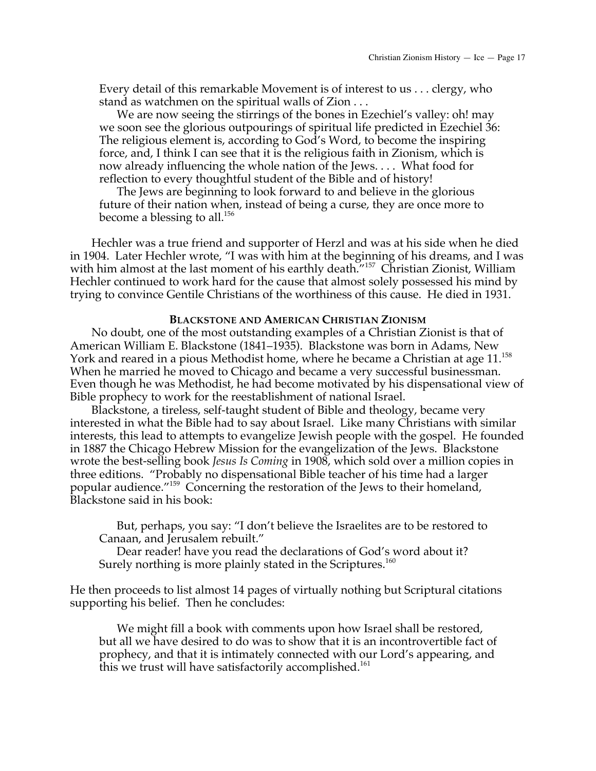> Every detail of this remarkable Movement is of interest to us . . . clergy, who stand as watchmen on the spiritual walls of Zion . . .
>
> We are now seeing the stirrings of the bones in Ezechiel's valley: oh! may we soon see the glorious outpourings of spiritual life predicted in Ezechiel 36: The religious element is, according to God's Word, to become the inspiring force, and, I think I can see that it is the religious faith in Zionism, which is now already influencing the whole nation of the Jews. . . . What food for reflection to every thoughtful student of the Bible and of history!
>
> The Jews are beginning to look forward to and believe in the glorious future of their nation when, instead of being a curse, they are once more to become a blessing to all.[156]

Hechler was a true friend and supporter of Herzl and was at his side when he died in 1904. Later Hechler wrote, "I was with him at the beginning of his dreams, and I was with him almost at the last moment of his earthly death."[157] Christian Zionist, William Hechler continued to work hard for the cause that almost solely possessed his mind by trying to convince Gentile Christians of the worthiness of this cause. He died in 1931.

## BLACKSTONE AND AMERICAN CHRISTIAN ZIONISM

No doubt, one of the most outstanding examples of a Christian Zionist is that of American William E. Blackstone (1841–1935). Blackstone was born in Adams, New York and reared in a pious Methodist home, where he became a Christian at age 11.[158] When he married he moved to Chicago and became a very successful businessman. Even though he was Methodist, he had become motivated by his dispensational view of Bible prophecy to work for the reestablishment of national Israel.

Blackstone, a tireless, self-taught student of Bible and theology, became very interested in what the Bible had to say about Israel. Like many Christians with similar interests, this lead to attempts to evangelize Jewish people with the gospel. He founded in 1887 the Chicago Hebrew Mission for the evangelization of the Jews. Blackstone wrote the best-selling book *Jesus Is Coming* in 1908, which sold over a million copies in three editions. "Probably no dispensational Bible teacher of his time had a larger popular audience."[159] Concerning the restoration of the Jews to their homeland, Blackstone said in his book:

> But, perhaps, you say: "I don't believe the Israelites are to be restored to Canaan, and Jerusalem rebuilt."
>
> Dear reader! have you read the declarations of God's word about it? Surely northing is more plainly stated in the Scriptures.[160]

He then proceeds to list almost 14 pages of virtually nothing but Scriptural citations supporting his belief. Then he concludes:

> We might fill a book with comments upon how Israel shall be restored, but all we have desired to do was to show that it is an incontrovertible fact of prophecy, and that it is intimately connected with our Lord's appearing, and this we trust will have satisfactorily accomplished.[161]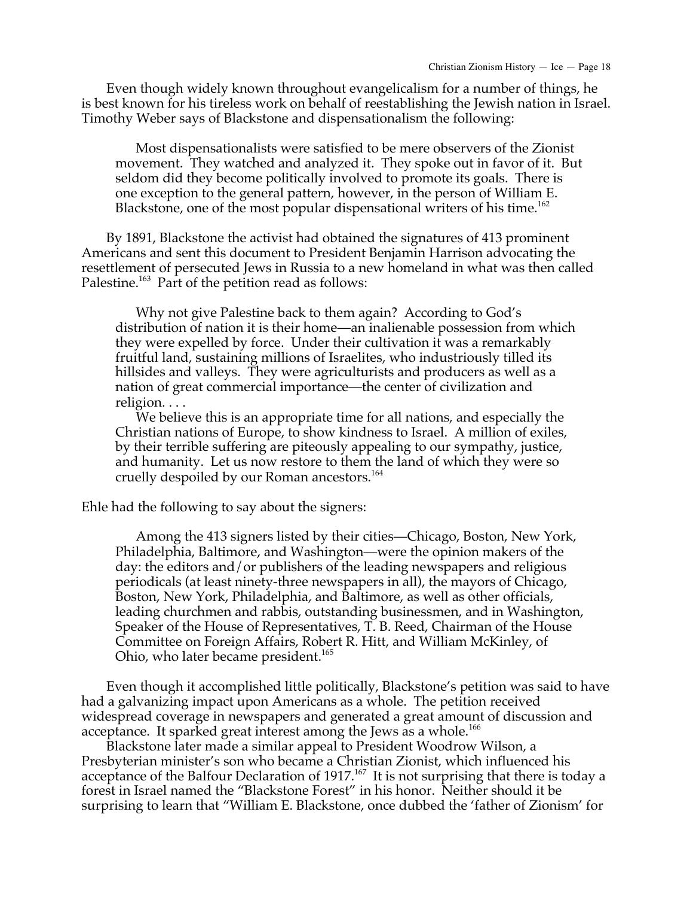Even though widely known throughout evangelicalism for a number of things, he is best known for his tireless work on behalf of reestablishing the Jewish nation in Israel. Timothy Weber says of Blackstone and dispensationalism the following:

> Most dispensationalists were satisfied to be mere observers of the Zionist movement. They watched and analyzed it. They spoke out in favor of it. But seldom did they become politically involved to promote its goals. There is one exception to the general pattern, however, in the person of William E. Blackstone, one of the most popular dispensational writers of his time.[162]

By 1891, Blackstone the activist had obtained the signatures of 413 prominent Americans and sent this document to President Benjamin Harrison advocating the resettlement of persecuted Jews in Russia to a new homeland in what was then called Palestine.[163] Part of the petition read as follows:

> Why not give Palestine back to them again? According to God's distribution of nation it is their home—an inalienable possession from which they were expelled by force. Under their cultivation it was a remarkably fruitful land, sustaining millions of Israelites, who industriously tilled its hillsides and valleys. They were agriculturists and producers as well as a nation of great commercial importance—the center of civilization and religion. . . .
>
> We believe this is an appropriate time for all nations, and especially the Christian nations of Europe, to show kindness to Israel. A million of exiles, by their terrible suffering are piteously appealing to our sympathy, justice, and humanity. Let us now restore to them the land of which they were so cruelly despoiled by our Roman ancestors.[164]

Ehle had the following to say about the signers:

> Among the 413 signers listed by their cities—Chicago, Boston, New York, Philadelphia, Baltimore, and Washington—were the opinion makers of the day: the editors and/or publishers of the leading newspapers and religious periodicals (at least ninety-three newspapers in all), the mayors of Chicago, Boston, New York, Philadelphia, and Baltimore, as well as other officials, leading churchmen and rabbis, outstanding businessmen, and in Washington, Speaker of the House of Representatives, T. B. Reed, Chairman of the House Committee on Foreign Affairs, Robert R. Hitt, and William McKinley, of Ohio, who later became president.[165]

Even though it accomplished little politically, Blackstone's petition was said to have had a galvanizing impact upon Americans as a whole. The petition received widespread coverage in newspapers and generated a great amount of discussion and acceptance. It sparked great interest among the Jews as a whole.[166]

Blackstone later made a similar appeal to President Woodrow Wilson, a Presbyterian minister's son who became a Christian Zionist, which influenced his acceptance of the Balfour Declaration of 1917.[167] It is not surprising that there is today a forest in Israel named the "Blackstone Forest" in his honor. Neither should it be surprising to learn that "William E. Blackstone, once dubbed the 'father of Zionism' for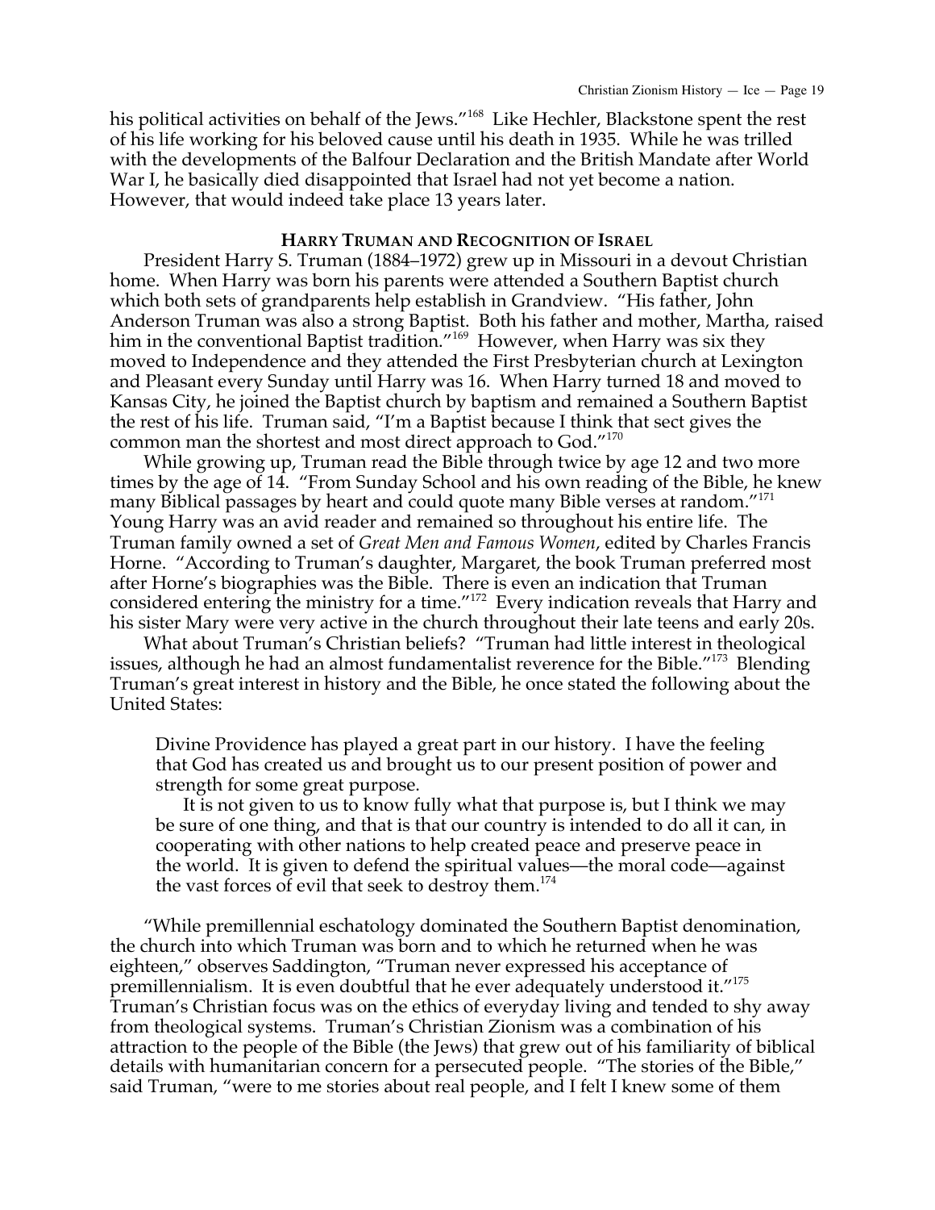his political activities on behalf of the Jews."[168] Like Hechler, Blackstone spent the rest of his life working for his beloved cause until his death in 1935. While he was trilled with the developments of the Balfour Declaration and the British Mandate after World War I, he basically died disappointed that Israel had not yet become a nation. However, that would indeed take place 13 years later.

### HARRY TRUMAN AND RECOGNITION OF ISRAEL

President Harry S. Truman (1884–1972) grew up in Missouri in a devout Christian home. When Harry was born his parents were attended a Southern Baptist church which both sets of grandparents help establish in Grandview. "His father, John Anderson Truman was also a strong Baptist. Both his father and mother, Martha, raised him in the conventional Baptist tradition."[169] However, when Harry was six they moved to Independence and they attended the First Presbyterian church at Lexington and Pleasant every Sunday until Harry was 16. When Harry turned 18 and moved to Kansas City, he joined the Baptist church by baptism and remained a Southern Baptist the rest of his life. Truman said, "I'm a Baptist because I think that sect gives the common man the shortest and most direct approach to God."[170]

While growing up, Truman read the Bible through twice by age 12 and two more times by the age of 14. "From Sunday School and his own reading of the Bible, he knew many Biblical passages by heart and could quote many Bible verses at random."[171] Young Harry was an avid reader and remained so throughout his entire life. The Truman family owned a set of *Great Men and Famous Women*, edited by Charles Francis Horne. "According to Truman's daughter, Margaret, the book Truman preferred most after Horne's biographies was the Bible. There is even an indication that Truman considered entering the ministry for a time."[172] Every indication reveals that Harry and his sister Mary were very active in the church throughout their late teens and early 20s.

What about Truman's Christian beliefs? "Truman had little interest in theological issues, although he had an almost fundamentalist reverence for the Bible."[173] Blending Truman's great interest in history and the Bible, he once stated the following about the United States:

> Divine Providence has played a great part in our history. I have the feeling that God has created us and brought us to our present position of power and strength for some great purpose.
>
> It is not given to us to know fully what that purpose is, but I think we may be sure of one thing, and that is that our country is intended to do all it can, in cooperating with other nations to help created peace and preserve peace in the world. It is given to defend the spiritual values—the moral code—against the vast forces of evil that seek to destroy them.[174]

"While premillennial eschatology dominated the Southern Baptist denomination, the church into which Truman was born and to which he returned when he was eighteen," observes Saddington, "Truman never expressed his acceptance of premillennialism. It is even doubtful that he ever adequately understood it."[175] Truman's Christian focus was on the ethics of everyday living and tended to shy away from theological systems. Truman's Christian Zionism was a combination of his attraction to the people of the Bible (the Jews) that grew out of his familiarity of biblical details with humanitarian concern for a persecuted people. "The stories of the Bible," said Truman, "were to me stories about real people, and I felt I knew some of them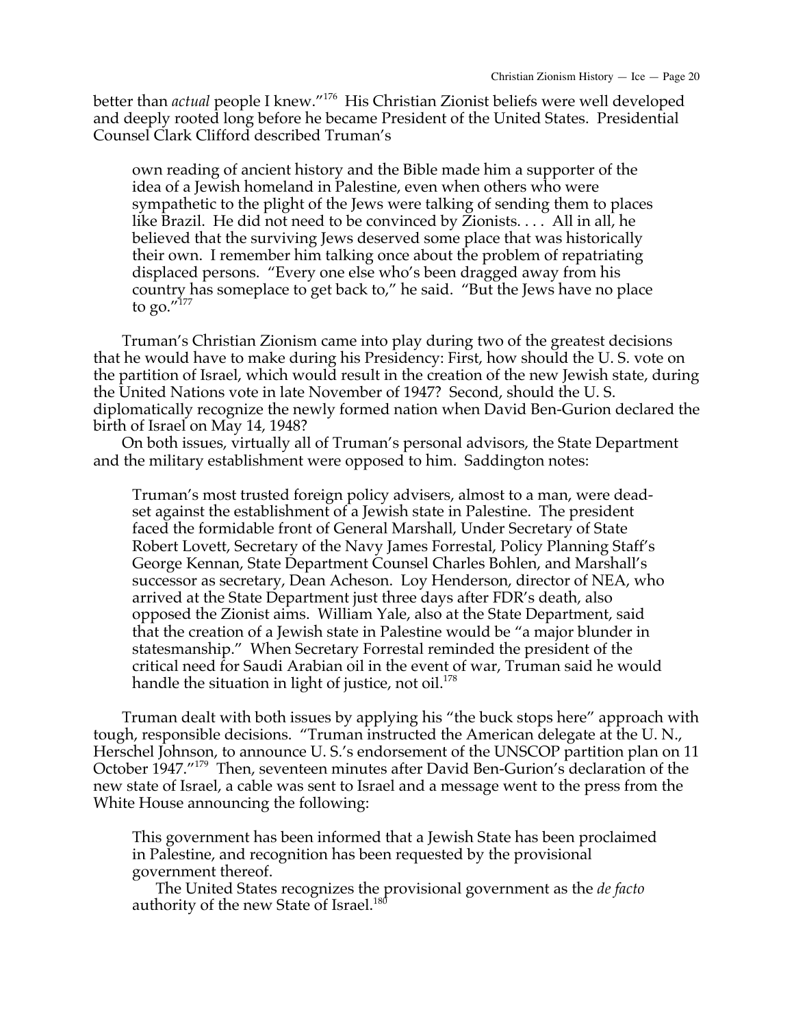better than *actual* people I knew."[176] His Christian Zionist beliefs were well developed and deeply rooted long before he became President of the United States. Presidential Counsel Clark Clifford described Truman's

> own reading of ancient history and the Bible made him a supporter of the idea of a Jewish homeland in Palestine, even when others who were sympathetic to the plight of the Jews were talking of sending them to places like Brazil. He did not need to be convinced by Zionists. . . . All in all, he believed that the surviving Jews deserved some place that was historically their own. I remember him talking once about the problem of repatriating displaced persons. "Every one else who's been dragged away from his country has someplace to get back to," he said. "But the Jews have no place to go."[177]

Truman's Christian Zionism came into play during two of the greatest decisions that he would have to make during his Presidency: First, how should the U. S. vote on the partition of Israel, which would result in the creation of the new Jewish state, during the United Nations vote in late November of 1947? Second, should the U. S. diplomatically recognize the newly formed nation when David Ben-Gurion declared the birth of Israel on May 14, 1948?

On both issues, virtually all of Truman's personal advisors, the State Department and the military establishment were opposed to him. Saddington notes:

> Truman's most trusted foreign policy advisers, almost to a man, were dead-set against the establishment of a Jewish state in Palestine. The president faced the formidable front of General Marshall, Under Secretary of State Robert Lovett, Secretary of the Navy James Forrestal, Policy Planning Staff's George Kennan, State Department Counsel Charles Bohlen, and Marshall's successor as secretary, Dean Acheson. Loy Henderson, director of NEA, who arrived at the State Department just three days after FDR's death, also opposed the Zionist aims. William Yale, also at the State Department, said that the creation of a Jewish state in Palestine would be "a major blunder in statesmanship." When Secretary Forrestal reminded the president of the critical need for Saudi Arabian oil in the event of war, Truman said he would handle the situation in light of justice, not oil.[178]

Truman dealt with both issues by applying his "the buck stops here" approach with tough, responsible decisions. "Truman instructed the American delegate at the U. N., Herschel Johnson, to announce U. S.'s endorsement of the UNSCOP partition plan on 11 October 1947."[179] Then, seventeen minutes after David Ben-Gurion's declaration of the new state of Israel, a cable was sent to Israel and a message went to the press from the White House announcing the following:

> This government has been informed that a Jewish State has been proclaimed in Palestine, and recognition has been requested by the provisional government thereof.
>
> The United States recognizes the provisional government as the *de facto* authority of the new State of Israel.[180]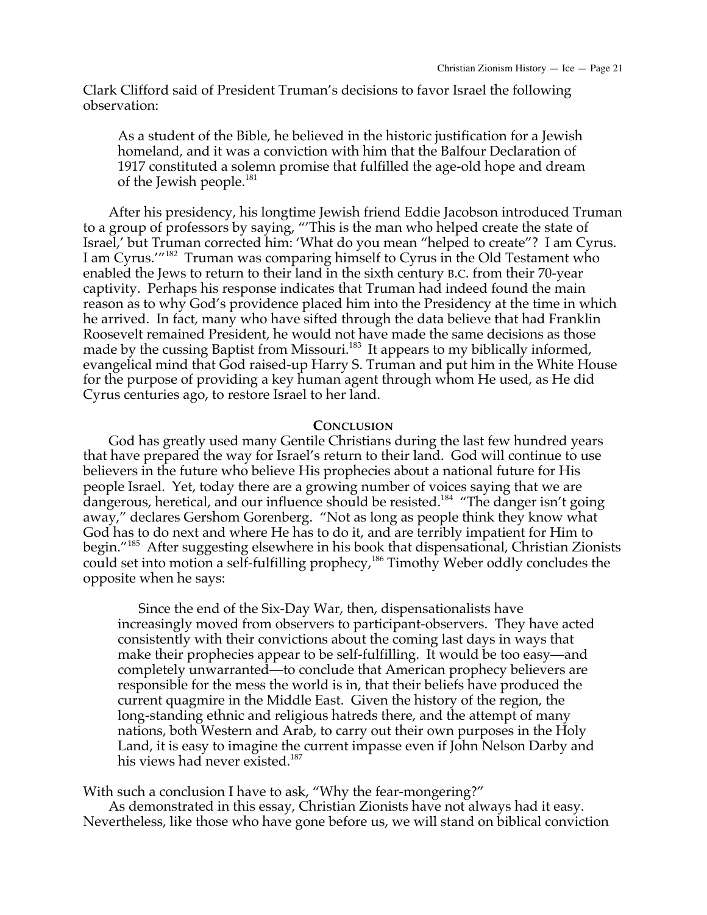Clark Clifford said of President Truman's decisions to favor Israel the following observation:

> As a student of the Bible, he believed in the historic justification for a Jewish homeland, and it was a conviction with him that the Balfour Declaration of 1917 constituted a solemn promise that fulfilled the age-old hope and dream of the Jewish people.[181]

After his presidency, his longtime Jewish friend Eddie Jacobson introduced Truman to a group of professors by saying, "'This is the man who helped create the state of Israel,' but Truman corrected him: 'What do you mean "helped to create"? I am Cyrus. I am Cyrus.'"[182] Truman was comparing himself to Cyrus in the Old Testament who enabled the Jews to return to their land in the sixth century B.C. from their 70-year captivity. Perhaps his response indicates that Truman had indeed found the main reason as to why God's providence placed him into the Presidency at the time in which he arrived. In fact, many who have sifted through the data believe that had Franklin Roosevelt remained President, he would not have made the same decisions as those made by the cussing Baptist from Missouri.[183] It appears to my biblically informed, evangelical mind that God raised-up Harry S. Truman and put him in the White House for the purpose of providing a key human agent through whom He used, as He did Cyrus centuries ago, to restore Israel to her land.

## Conclusion

God has greatly used many Gentile Christians during the last few hundred years that have prepared the way for Israel's return to their land. God will continue to use believers in the future who believe His prophecies about a national future for His people Israel. Yet, today there are a growing number of voices saying that we are dangerous, heretical, and our influence should be resisted.[184] "The danger isn't going away," declares Gershom Gorenberg. "Not as long as people think they know what God has to do next and where He has to do it, and are terribly impatient for Him to begin."[185] After suggesting elsewhere in his book that dispensational, Christian Zionists could set into motion a self-fulfilling prophecy,[186] Timothy Weber oddly concludes the opposite when he says:

> Since the end of the Six-Day War, then, dispensationalists have increasingly moved from observers to participant-observers. They have acted consistently with their convictions about the coming last days in ways that make their prophecies appear to be self-fulfilling. It would be too easy—and completely unwarranted—to conclude that American prophecy believers are responsible for the mess the world is in, that their beliefs have produced the current quagmire in the Middle East. Given the history of the region, the long-standing ethnic and religious hatreds there, and the attempt of many nations, both Western and Arab, to carry out their own purposes in the Holy Land, it is easy to imagine the current impasse even if John Nelson Darby and his views had never existed.[187]

With such a conclusion I have to ask, "Why the fear-mongering?"

As demonstrated in this essay, Christian Zionists have not always had it easy. Nevertheless, like those who have gone before us, we will stand on biblical conviction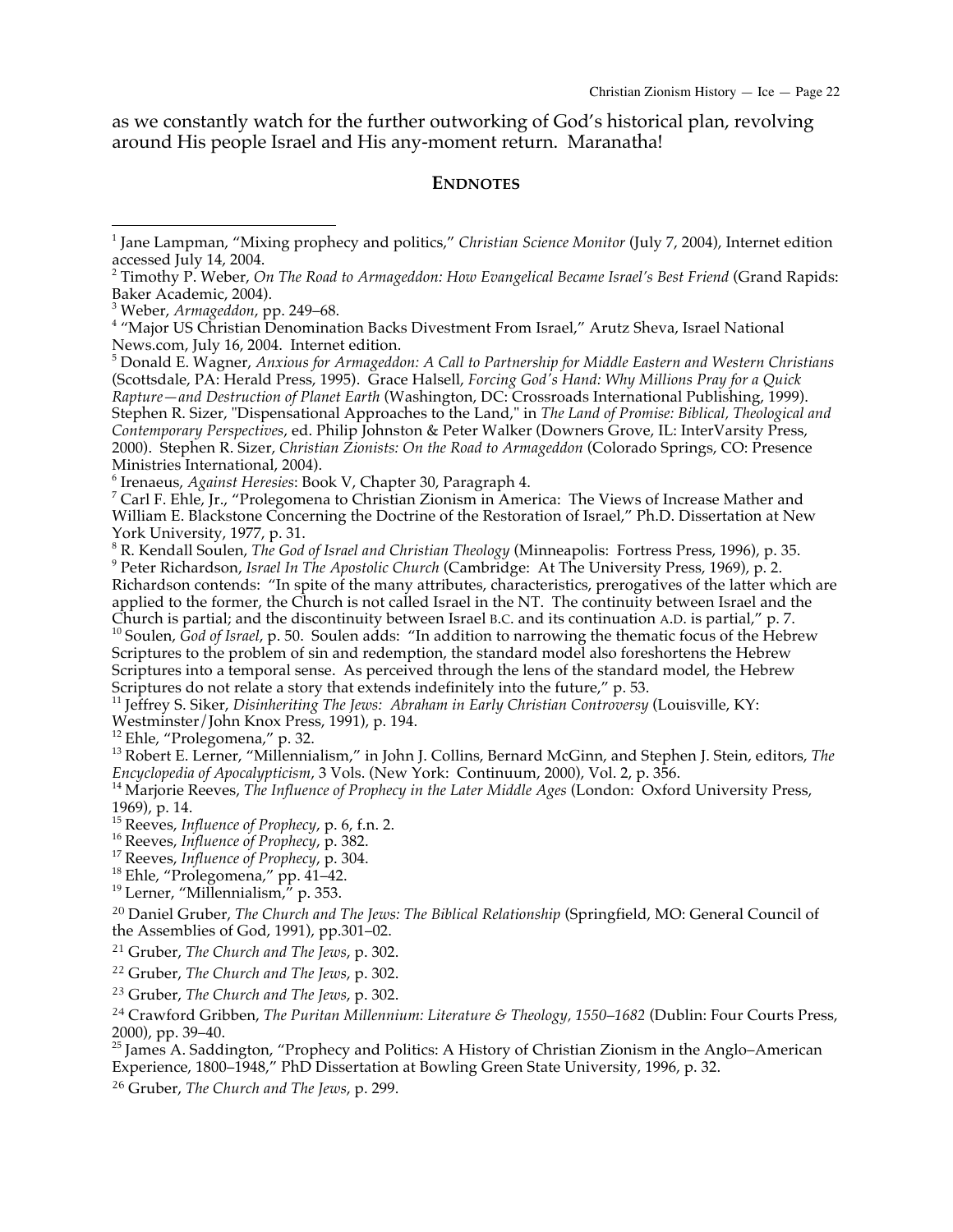as we constantly watch for the further outworking of God's historical plan, revolving around His people Israel and His any-moment return. Maranatha!

## ENDNOTES

[1] Jane Lampman, "Mixing prophecy and politics," *Christian Science Monitor* (July 7, 2004), Internet edition accessed July 14, 2004.

[2] Timothy P. Weber, *On The Road to Armageddon: How Evangelical Became Israel's Best Friend* (Grand Rapids: Baker Academic, 2004).

[3] Weber, *Armageddon*, pp. 249–68.

[4] "Major US Christian Denomination Backs Divestment From Israel," Arutz Sheva, Israel National News.com, July 16, 2004. Internet edition.

[5] Donald E. Wagner, *Anxious for Armageddon: A Call to Partnership for Middle Eastern and Western Christians* (Scottsdale, PA: Herald Press, 1995). Grace Halsell, *Forcing God's Hand: Why Millions Pray for a Quick Rapture—and Destruction of Planet Earth* (Washington, DC: Crossroads International Publishing, 1999). Stephen R. Sizer, "Dispensational Approaches to the Land," in *The Land of Promise: Biblical, Theological and Contemporary Perspectives*, ed. Philip Johnston & Peter Walker (Downers Grove, IL: InterVarsity Press, 2000). Stephen R. Sizer, *Christian Zionists: On the Road to Armageddon* (Colorado Springs, CO: Presence Ministries International, 2004).

[6] Irenaeus, *Against Heresies*: Book V, Chapter 30, Paragraph 4.

[7] Carl F. Ehle, Jr., "Prolegomena to Christian Zionism in America: The Views of Increase Mather and William E. Blackstone Concerning the Doctrine of the Restoration of Israel," Ph.D. Dissertation at New York University, 1977, p. 31.

[8] R. Kendall Soulen, *The God of Israel and Christian Theology* (Minneapolis: Fortress Press, 1996), p. 35.

[9] Peter Richardson, *Israel In The Apostolic Church* (Cambridge: At The University Press, 1969), p. 2. Richardson contends: "In spite of the many attributes, characteristics, prerogatives of the latter which are applied to the former, the Church is not called Israel in the NT. The continuity between Israel and the Church is partial; and the discontinuity between Israel B.C. and its continuation A.D. is partial," p. 7.

[10] Soulen, *God of Israel*, p. 50. Soulen adds: "In addition to narrowing the thematic focus of the Hebrew Scriptures to the problem of sin and redemption, the standard model also foreshortens the Hebrew Scriptures into a temporal sense. As perceived through the lens of the standard model, the Hebrew Scriptures do not relate a story that extends indefinitely into the future," p. 53.

[11] Jeffrey S. Siker, *Disinheriting The Jews: Abraham in Early Christian Controversy* (Louisville, KY: Westminster/John Knox Press, 1991), p. 194.

[12] Ehle, "Prolegomena," p. 32.

[13] Robert E. Lerner, "Millennialism," in John J. Collins, Bernard McGinn, and Stephen J. Stein, editors, *The Encyclopedia of Apocalypticism*, 3 Vols. (New York: Continuum, 2000), Vol. 2, p. 356.

[14] Marjorie Reeves, *The Influence of Prophecy in the Later Middle Ages* (London: Oxford University Press, 1969), p. 14.

[15] Reeves, *Influence of Prophecy*, p. 6, f.n. 2.

[16] Reeves, *Influence of Prophecy*, p. 382.

[17] Reeves, *Influence of Prophecy*, p. 304.

[18] Ehle, "Prolegomena," pp. 41–42.

[19] Lerner, "Millennialism," p. 353.

[20] Daniel Gruber, *The Church and The Jews: The Biblical Relationship* (Springfield, MO: General Council of the Assemblies of God, 1991), pp.301–02.

[21] Gruber, *The Church and The Jews*, p. 302.

[22] Gruber, *The Church and The Jews*, p. 302.

[23] Gruber, *The Church and The Jews*, p. 302.

[24] Crawford Gribben, *The Puritan Millennium: Literature & Theology, 1550–1682* (Dublin: Four Courts Press, 2000), pp. 39–40.

[25] James A. Saddington, "Prophecy and Politics: A History of Christian Zionism in the Anglo–American Experience, 1800–1948," PhD Dissertation at Bowling Green State University, 1996, p. 32.

[26] Gruber, *The Church and The Jews*, p. 299.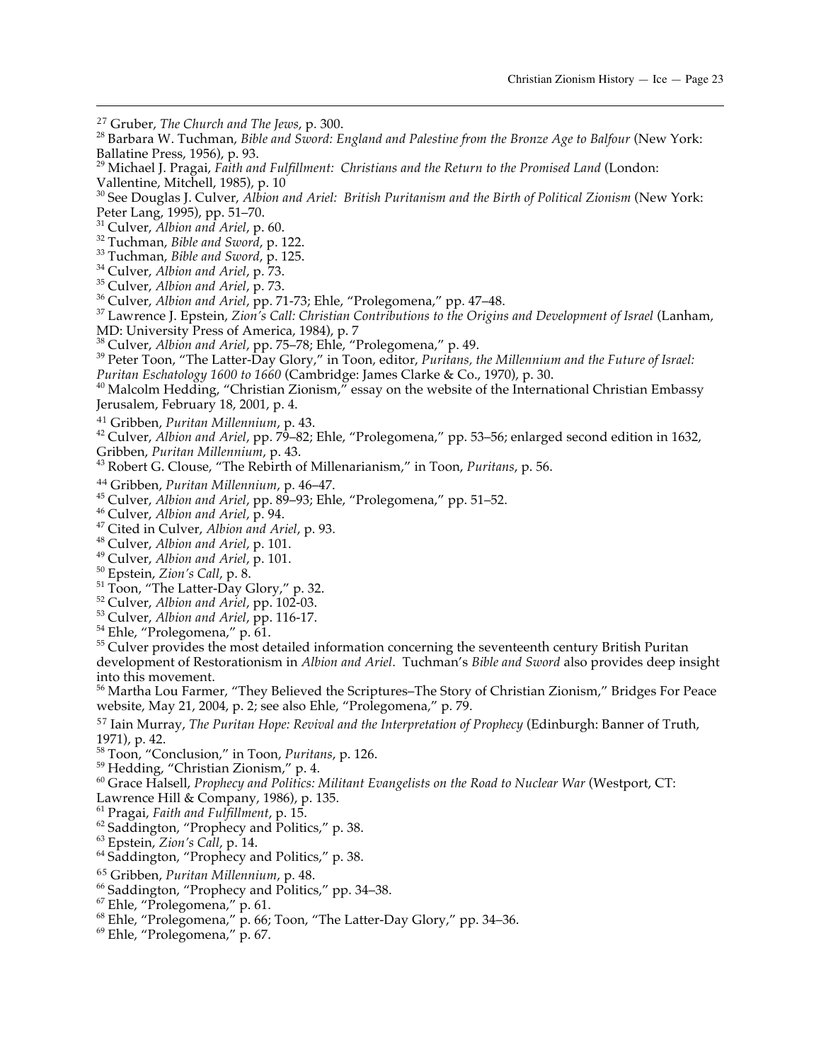[27] Gruber, *The Church and The Jews*, p. 300.
[28] Barbara W. Tuchman, *Bible and Sword: England and Palestine from the Bronze Age to Balfour* (New York: Ballatine Press, 1956), p. 93.
[29] Michael J. Pragai, *Faith and Fulfillment: Christians and the Return to the Promised Land* (London: Vallentine, Mitchell, 1985), p. 10
[30] See Douglas J. Culver, *Albion and Ariel: British Puritanism and the Birth of Political Zionism* (New York: Peter Lang, 1995), pp. 51–70.
[31] Culver, *Albion and Ariel*, p. 60.
[32] Tuchman, *Bible and Sword*, p. 122.
[33] Tuchman, *Bible and Sword*, p. 125.
[34] Culver, *Albion and Ariel*, p. 73.
[35] Culver, *Albion and Ariel*, p. 73.
[36] Culver, *Albion and Ariel*, pp. 71-73; Ehle, "Prolegomena," pp. 47–48.
[37] Lawrence J. Epstein, *Zion's Call: Christian Contributions to the Origins and Development of Israel* (Lanham, MD: University Press of America, 1984), p. 7
[38] Culver, *Albion and Ariel*, pp. 75–78; Ehle, "Prolegomena," p. 49.
[39] Peter Toon, "The Latter-Day Glory," in Toon, editor, *Puritans, the Millennium and the Future of Israel: Puritan Eschatology 1600 to 1660* (Cambridge: James Clarke & Co., 1970), p. 30.
[40] Malcolm Hedding, "Christian Zionism," essay on the website of the International Christian Embassy Jerusalem, February 18, 2001, p. 4.
[41] Gribben, *Puritan Millennium*, p. 43.
[42] Culver, *Albion and Ariel*, pp. 79–82; Ehle, "Prolegomena," pp. 53–56; enlarged second edition in 1632, Gribben, *Puritan Millennium*, p. 43.
[43] Robert G. Clouse, "The Rebirth of Millenarianism," in Toon, *Puritans*, p. 56.
[44] Gribben, *Puritan Millennium*, p. 46–47.
[45] Culver, *Albion and Ariel*, pp. 89–93; Ehle, "Prolegomena," pp. 51–52.
[46] Culver, *Albion and Ariel*, p. 94.
[47] Cited in Culver, *Albion and Ariel*, p. 93.
[48] Culver, *Albion and Ariel*, p. 101.
[49] Culver, *Albion and Ariel*, p. 101.
[50] Epstein, *Zion's Call*, p. 8.
[51] Toon, "The Latter-Day Glory," p. 32.
[52] Culver, *Albion and Ariel*, pp. 102-03.
[53] Culver, *Albion and Ariel*, pp. 116-17.
[54] Ehle, "Prolegomena," p. 61.
[55] Culver provides the most detailed information concerning the seventeenth century British Puritan development of Restorationism in *Albion and Ariel*. Tuchman's *Bible and Sword* also provides deep insight into this movement.
[56] Martha Lou Farmer, "They Believed the Scriptures–The Story of Christian Zionism," Bridges For Peace website, May 21, 2004, p. 2; see also Ehle, "Prolegomena," p. 79.
[57] Iain Murray, *The Puritan Hope: Revival and the Interpretation of Prophecy* (Edinburgh: Banner of Truth, 1971), p. 42.
[58] Toon, "Conclusion," in Toon, *Puritans*, p. 126.
[59] Hedding, "Christian Zionism," p. 4.
[60] Grace Halsell, *Prophecy and Politics: Militant Evangelists on the Road to Nuclear War* (Westport, CT: Lawrence Hill & Company, 1986), p. 135.
[61] Pragai, *Faith and Fulfillment*, p. 15.
[62] Saddington, "Prophecy and Politics," p. 38.
[63] Epstein, *Zion's Call*, p. 14.
[64] Saddington, "Prophecy and Politics," p. 38.
[65] Gribben, *Puritan Millennium*, p. 48.
[66] Saddington, "Prophecy and Politics," pp. 34–38.
[67] Ehle, "Prolegomena," p. 61.
[68] Ehle, "Prolegomena," p. 66; Toon, "The Latter-Day Glory," pp. 34–36.
[69] Ehle, "Prolegomena," p. 67.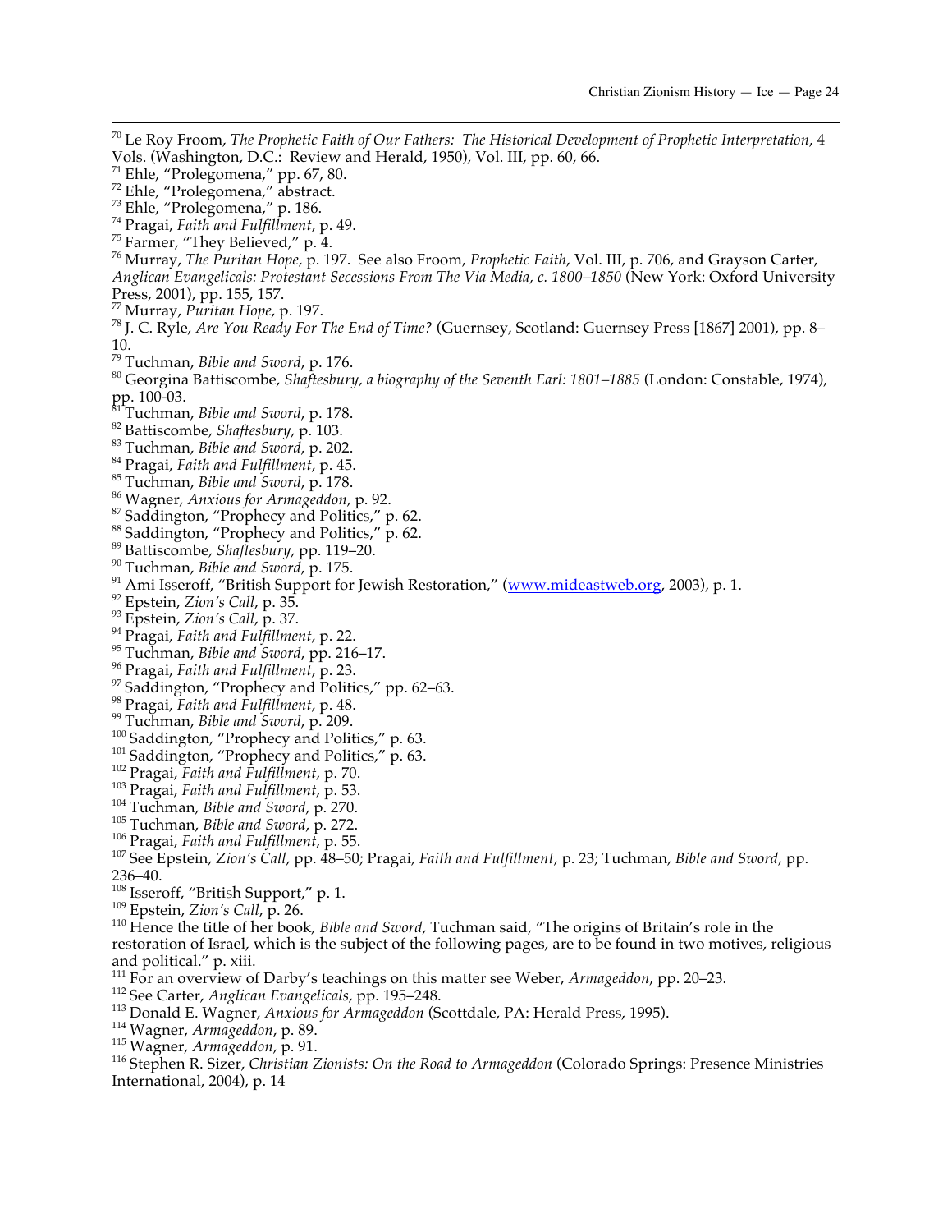[70] Le Roy Froom, *The Prophetic Faith of Our Fathers: The Historical Development of Prophetic Interpretation*, 4 Vols. (Washington, D.C.: Review and Herald, 1950), Vol. III, pp. 60, 66.

[71] Ehle, "Prolegomena," pp. 67, 80.

[72] Ehle, "Prolegomena," abstract.

[73] Ehle, "Prolegomena," p. 186.

[74] Pragai, *Faith and Fulfillment*, p. 49.

[75] Farmer, "They Believed," p. 4.

[76] Murray, *The Puritan Hope*, p. 197. See also Froom, *Prophetic Faith*, Vol. III, p. 706, and Grayson Carter, *Anglican Evangelicals: Protestant Secessions From The Via Media, c. 1800–1850* (New York: Oxford University Press, 2001), pp. 155, 157.

[77] Murray, *Puritan Hope*, p. 197.

[78] J. C. Ryle, *Are You Ready For The End of Time?* (Guernsey, Scotland: Guernsey Press [1867] 2001), pp. 8–10.

[79] Tuchman, *Bible and Sword*, p. 176.

[80] Georgina Battiscombe, *Shaftesbury, a biography of the Seventh Earl: 1801–1885* (London: Constable, 1974), pp. 100-03.

[81] Tuchman, *Bible and Sword*, p. 178.

[82] Battiscombe, *Shaftesbury*, p. 103.

[83] Tuchman, *Bible and Sword*, p. 202.

[84] Pragai, *Faith and Fulfillment*, p. 45.

[85] Tuchman, *Bible and Sword*, p. 178.

[86] Wagner, *Anxious for Armageddon*, p. 92.

[87] Saddington, "Prophecy and Politics," p. 62.

[88] Saddington, "Prophecy and Politics," p. 62.

[89] Battiscombe, *Shaftesbury*, pp. 119–20.

[90] Tuchman, *Bible and Sword*, p. 175.

[91] Ami Isseroff, "British Support for Jewish Restoration," (www.mideastweb.org, 2003), p. 1.

[92] Epstein, *Zion's Call*, p. 35.

[93] Epstein, *Zion's Call*, p. 37.

[94] Pragai, *Faith and Fulfillment*, p. 22.

[95] Tuchman, *Bible and Sword*, pp. 216–17.

[96] Pragai, *Faith and Fulfillment*, p. 23.

[97] Saddington, "Prophecy and Politics," pp. 62–63.

[98] Pragai, *Faith and Fulfillment*, p. 48.

[99] Tuchman, *Bible and Sword*, p. 209.

[100] Saddington, "Prophecy and Politics," p. 63.

[101] Saddington, "Prophecy and Politics," p. 63.

[102] Pragai, *Faith and Fulfillment*, p. 70.

[103] Pragai, *Faith and Fulfillment*, p. 53.

[104] Tuchman, *Bible and Sword*, p. 270.

[105] Tuchman, *Bible and Sword*, p. 272.

[106] Pragai, *Faith and Fulfillment*, p. 55.

[107] See Epstein, *Zion's Call*, pp. 48–50; Pragai, *Faith and Fulfillment*, p. 23; Tuchman, *Bible and Sword*, pp. 236–40.

[108] Isseroff, "British Support," p. 1.

[109] Epstein, *Zion's Call*, p. 26.

[110] Hence the title of her book, *Bible and Sword*, Tuchman said, "The origins of Britain's role in the restoration of Israel, which is the subject of the following pages, are to be found in two motives, religious and political." p. xiii.

[111] For an overview of Darby's teachings on this matter see Weber, *Armageddon*, pp. 20–23.

[112] See Carter, *Anglican Evangelicals*, pp. 195–248.

[113] Donald E. Wagner, *Anxious for Armageddon* (Scottdale, PA: Herald Press, 1995).

[114] Wagner, *Armageddon*, p. 89.

[115] Wagner, *Armageddon*, p. 91.

[116] Stephen R. Sizer, *Christian Zionists: On the Road to Armageddon* (Colorado Springs: Presence Ministries International, 2004), p. 14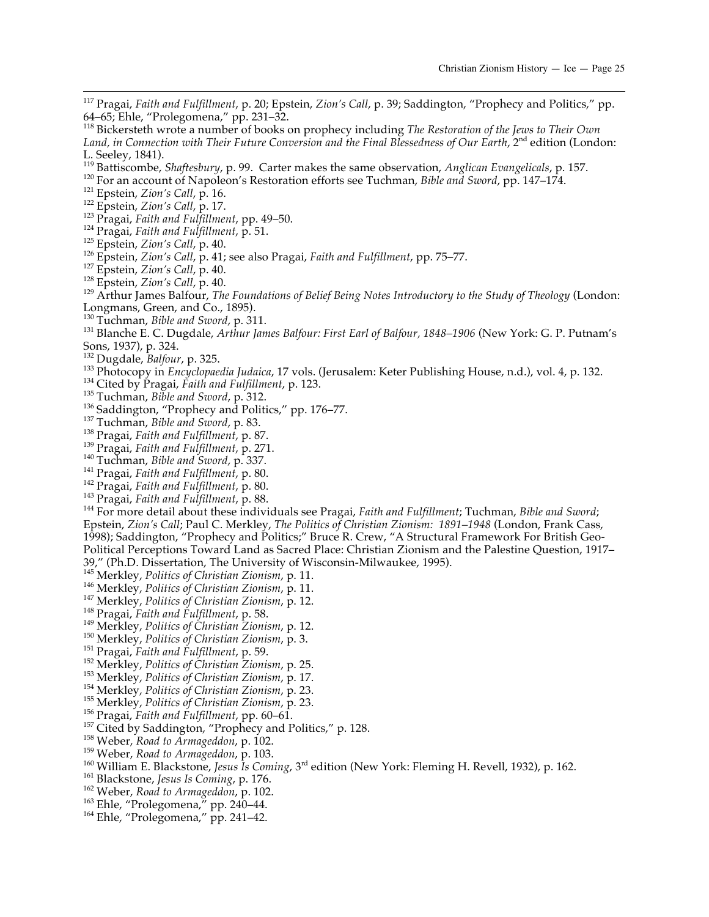[117] Pragai, *Faith and Fulfillment*, p. 20; Epstein, *Zion's Call*, p. 39; Saddington, "Prophecy and Politics," pp. 64–65; Ehle, "Prolegomena," pp. 231–32.

[118] Bickersteth wrote a number of books on prophecy including *The Restoration of the Jews to Their Own Land, in Connection with Their Future Conversion and the Final Blessedness of Our Earth*, 2nd edition (London: L. Seeley, 1841).

[119] Battiscombe, *Shaftesbury*, p. 99. Carter makes the same observation, *Anglican Evangelicals*, p. 157.

[120] For an account of Napoleon's Restoration efforts see Tuchman, *Bible and Sword*, pp. 147–174.

[121] Epstein, *Zion's Call*, p. 16.

[122] Epstein, *Zion's Call*, p. 17.

[123] Pragai, *Faith and Fulfillment*, pp. 49–50.

[124] Pragai, *Faith and Fulfillment*, p. 51.

[125] Epstein, *Zion's Call*, p. 40.

[126] Epstein, *Zion's Call*, p. 41; see also Pragai, *Faith and Fulfillment*, pp. 75–77.

[127] Epstein, *Zion's Call*, p. 40.

[128] Epstein, *Zion's Call*, p. 40.

[129] Arthur James Balfour, *The Foundations of Belief Being Notes Introductory to the Study of Theology* (London: Longmans, Green, and Co., 1895).

[130] Tuchman, *Bible and Sword*, p. 311.

[131] Blanche E. C. Dugdale, *Arthur James Balfour: First Earl of Balfour, 1848–1906* (New York: G. P. Putnam's Sons, 1937), p. 324.

[132] Dugdale, *Balfour*, p. 325.

[133] Photocopy in *Encyclopaedia Judaica*, 17 vols. (Jerusalem: Keter Publishing House, n.d.), vol. 4, p. 132.

[134] Cited by Pragai, *Faith and Fulfillment*, p. 123.

[135] Tuchman, *Bible and Sword*, p. 312.

[136] Saddington, "Prophecy and Politics," pp. 176–77.

[137] Tuchman, *Bible and Sword*, p. 83.

[138] Pragai, *Faith and Fulfillment*, p. 87.

[139] Pragai, *Faith and Fulfillment*, p. 271.

[140] Tuchman, *Bible and Sword*, p. 337.

[141] Pragai, *Faith and Fulfillment*, p. 80.

[142] Pragai, *Faith and Fulfillment*, p. 80.

[143] Pragai, *Faith and Fulfillment*, p. 88.

[144] For more detail about these individuals see Pragai, *Faith and Fulfillment*; Tuchman, *Bible and Sword*; Epstein, *Zion's Call*; Paul C. Merkley, *The Politics of Christian Zionism: 1891–1948* (London, Frank Cass, 1998); Saddington, "Prophecy and Politics;" Bruce R. Crew, "A Structural Framework For British Geo-Political Perceptions Toward Land as Sacred Place: Christian Zionism and the Palestine Question, 1917–39," (Ph.D. Dissertation, The University of Wisconsin-Milwaukee, 1995).

[145] Merkley, *Politics of Christian Zionism*, p. 11.

[146] Merkley, *Politics of Christian Zionism*, p. 11.

[147] Merkley, *Politics of Christian Zionism*, p. 12.

[148] Pragai, *Faith and Fulfillment*, p. 58.

[149] Merkley, *Politics of Christian Zionism*, p. 12.

[150] Merkley, *Politics of Christian Zionism*, p. 3.

[151] Pragai, *Faith and Fulfillment*, p. 59.

[152] Merkley, *Politics of Christian Zionism*, p. 25.

[153] Merkley, *Politics of Christian Zionism*, p. 17.

[154] Merkley, *Politics of Christian Zionism*, p. 23.

[155] Merkley, *Politics of Christian Zionism*, p. 23.

[156] Pragai, *Faith and Fulfillment*, pp. 60–61.

[157] Cited by Saddington, "Prophecy and Politics," p. 128.

[158] Weber, *Road to Armageddon*, p. 102.

[159] Weber, *Road to Armageddon*, p. 103.

[160] William E. Blackstone, *Jesus Is Coming*, 3rd edition (New York: Fleming H. Revell, 1932), p. 162.

[161] Blackstone, *Jesus Is Coming*, p. 176.

[162] Weber, *Road to Armageddon*, p. 102.

[163] Ehle, "Prolegomena," pp. 240–44.

[164] Ehle, "Prolegomena," pp. 241–42.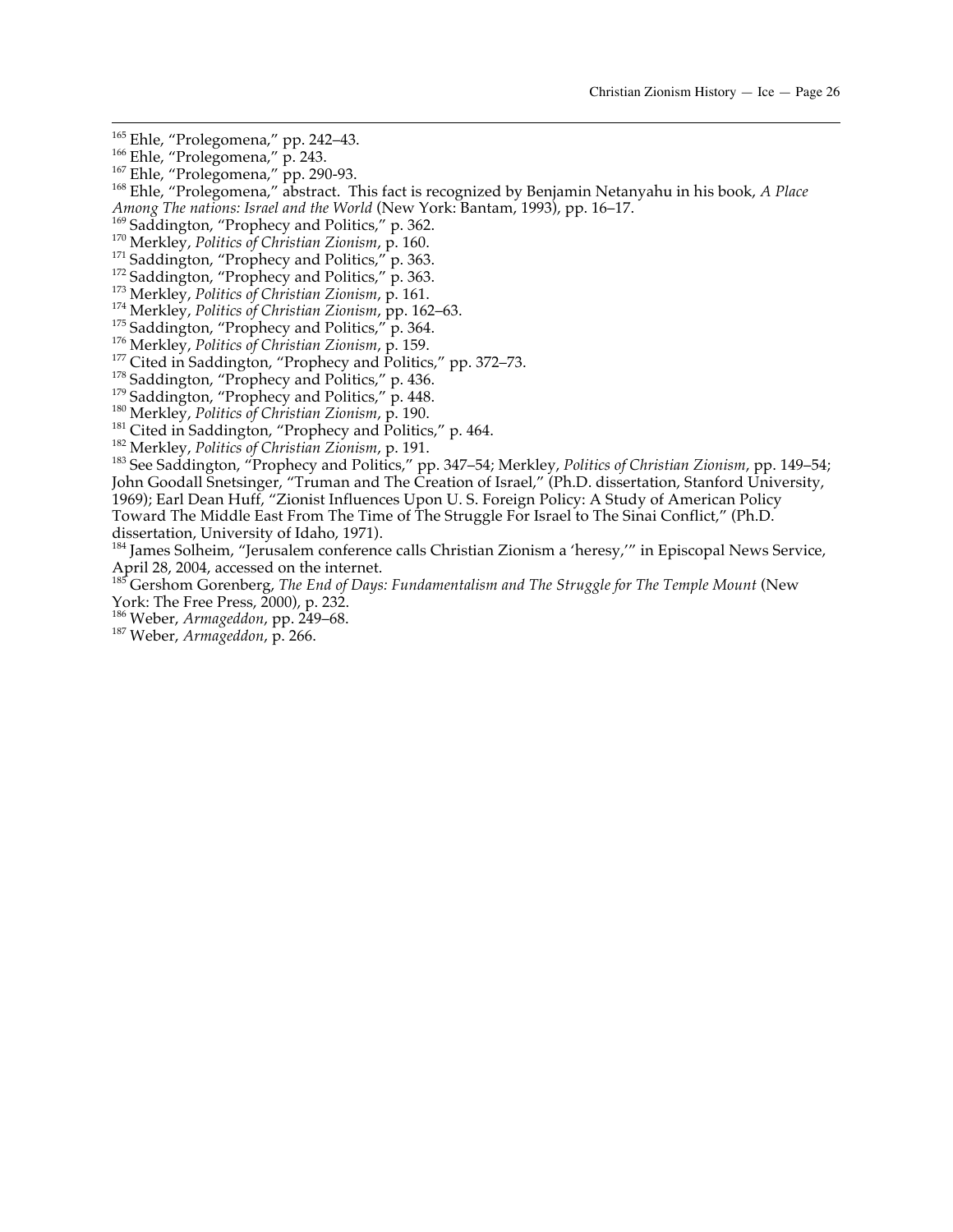[165] Ehle, "Prolegomena," pp. 242–43.
[166] Ehle, "Prolegomena," p. 243.
[167] Ehle, "Prolegomena," pp. 290-93.
[168] Ehle, "Prolegomena," abstract. This fact is recognized by Benjamin Netanyahu in his book, *A Place Among The nations: Israel and the World* (New York: Bantam, 1993), pp. 16–17.
[169] Saddington, "Prophecy and Politics," p. 362.
[170] Merkley, *Politics of Christian Zionism*, p. 160.
[171] Saddington, "Prophecy and Politics," p. 363.
[172] Saddington, "Prophecy and Politics," p. 363.
[173] Merkley, *Politics of Christian Zionism*, p. 161.
[174] Merkley, *Politics of Christian Zionism*, pp. 162–63.
[175] Saddington, "Prophecy and Politics," p. 364.
[176] Merkley, *Politics of Christian Zionism*, p. 159.
[177] Cited in Saddington, "Prophecy and Politics," pp. 372–73.
[178] Saddington, "Prophecy and Politics," p. 436.
[179] Saddington, "Prophecy and Politics," p. 448.
[180] Merkley, *Politics of Christian Zionism*, p. 190.
[181] Cited in Saddington, "Prophecy and Politics," p. 464.
[182] Merkley, *Politics of Christian Zionism*, p. 191.
[183] See Saddington, "Prophecy and Politics," pp. 347–54; Merkley, *Politics of Christian Zionism*, pp. 149–54; John Goodall Snetsinger, "Truman and The Creation of Israel," (Ph.D. dissertation, Stanford University, 1969); Earl Dean Huff, "Zionist Influences Upon U. S. Foreign Policy: A Study of American Policy Toward The Middle East From The Time of The Struggle For Israel to The Sinai Conflict," (Ph.D. dissertation, University of Idaho, 1971).
[184] James Solheim, "Jerusalem conference calls Christian Zionism a 'heresy,'" in Episcopal News Service, April 28, 2004, accessed on the internet.
[185] Gershom Gorenberg, *The End of Days: Fundamentalism and The Struggle for The Temple Mount* (New York: The Free Press, 2000), p. 232.
[186] Weber, *Armageddon*, pp. 249–68.
[187] Weber, *Armageddon*, p. 266.